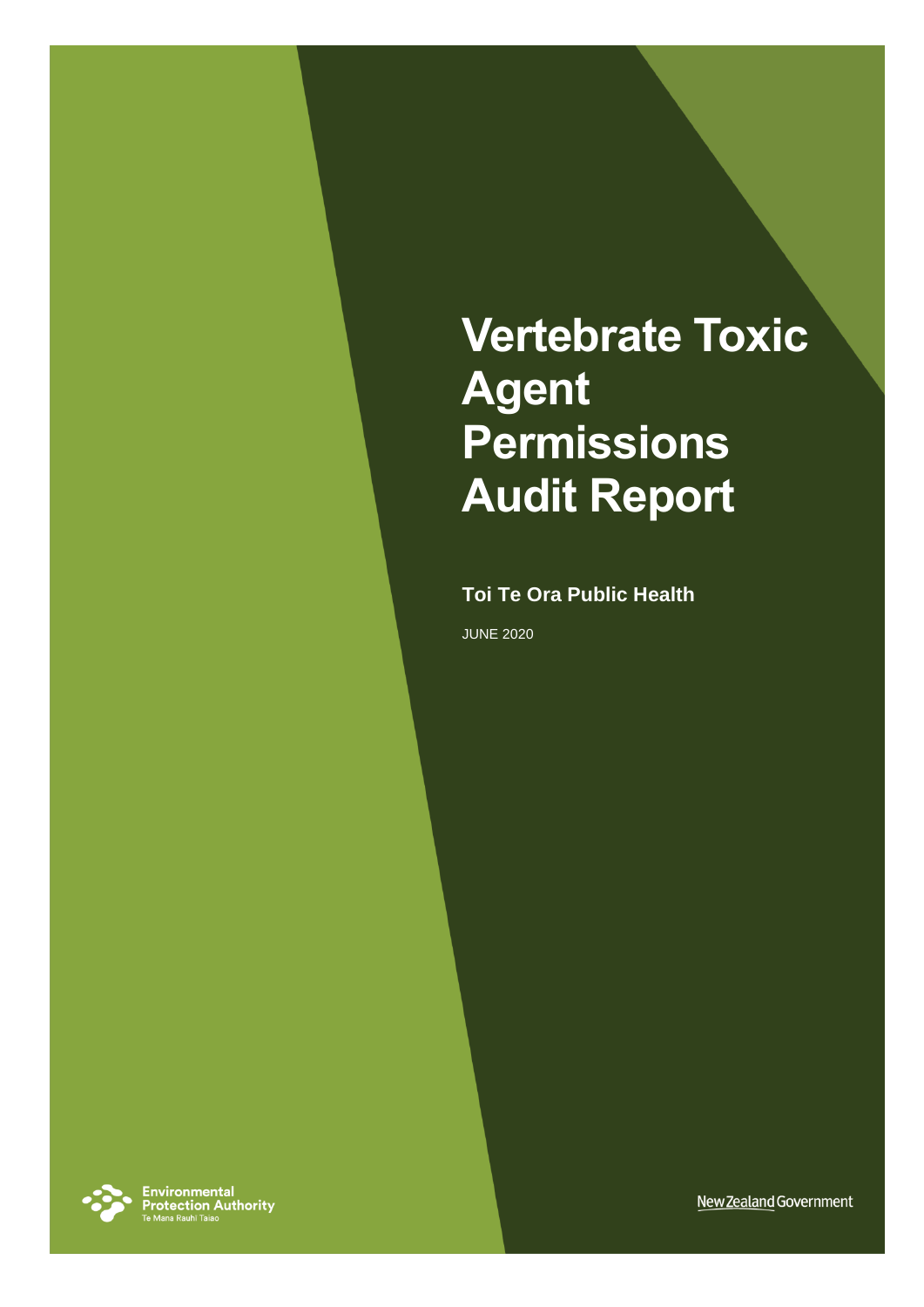# Vertebrate Toxic Agent Permissions Audit Report

**Toi Te Ora Public Health**

JUNE 2020

Environmental Protection Authority
Te Mana Rauhī Taiao

New Zealand Government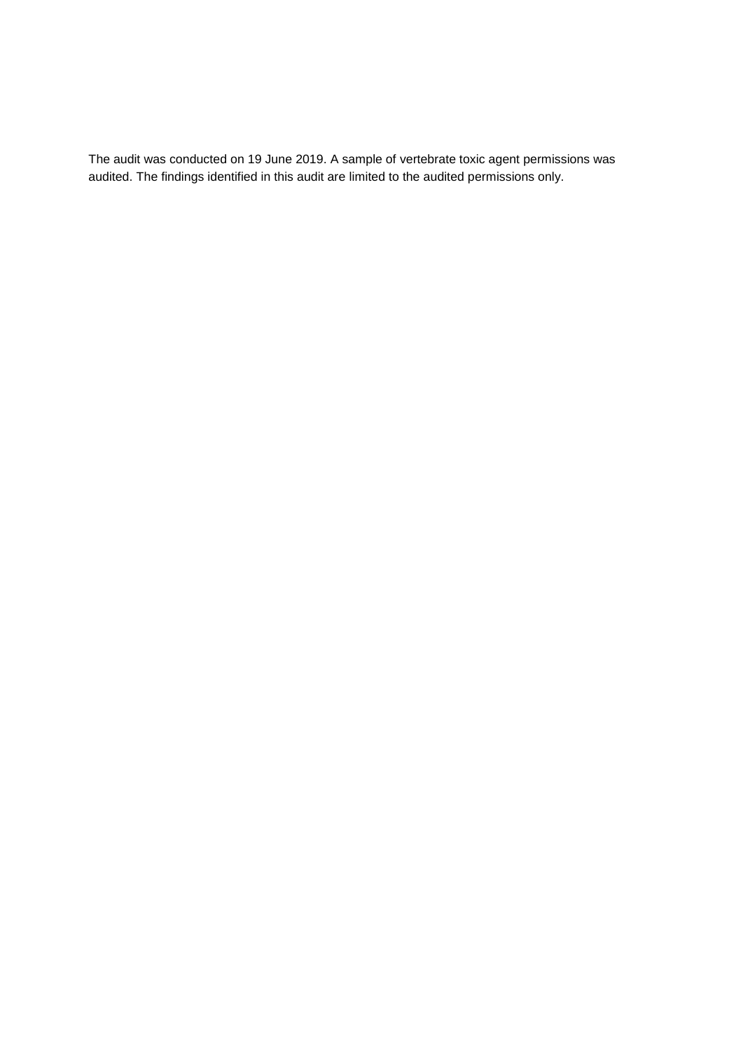The audit was conducted on 19 June 2019. A sample of vertebrate toxic agent permissions was audited. The findings identified in this audit are limited to the audited permissions only.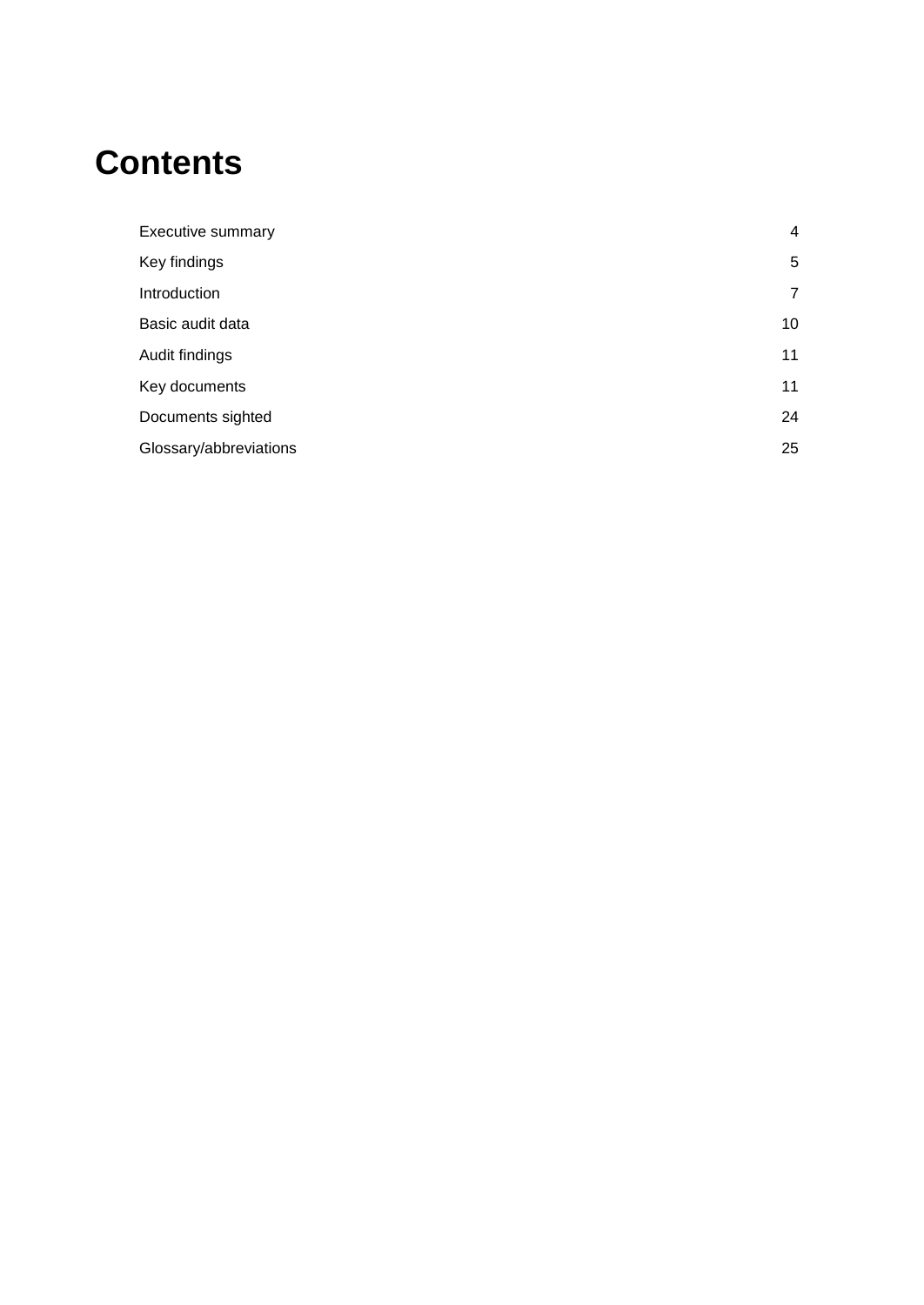# Contents

| | |
|---|---|
| Executive summary | 4 |
| Key findings | 5 |
| Introduction | 7 |
| Basic audit data | 10 |
| Audit findings | 11 |
| Key documents | 11 |
| Documents sighted | 24 |
| Glossary/abbreviations | 25 |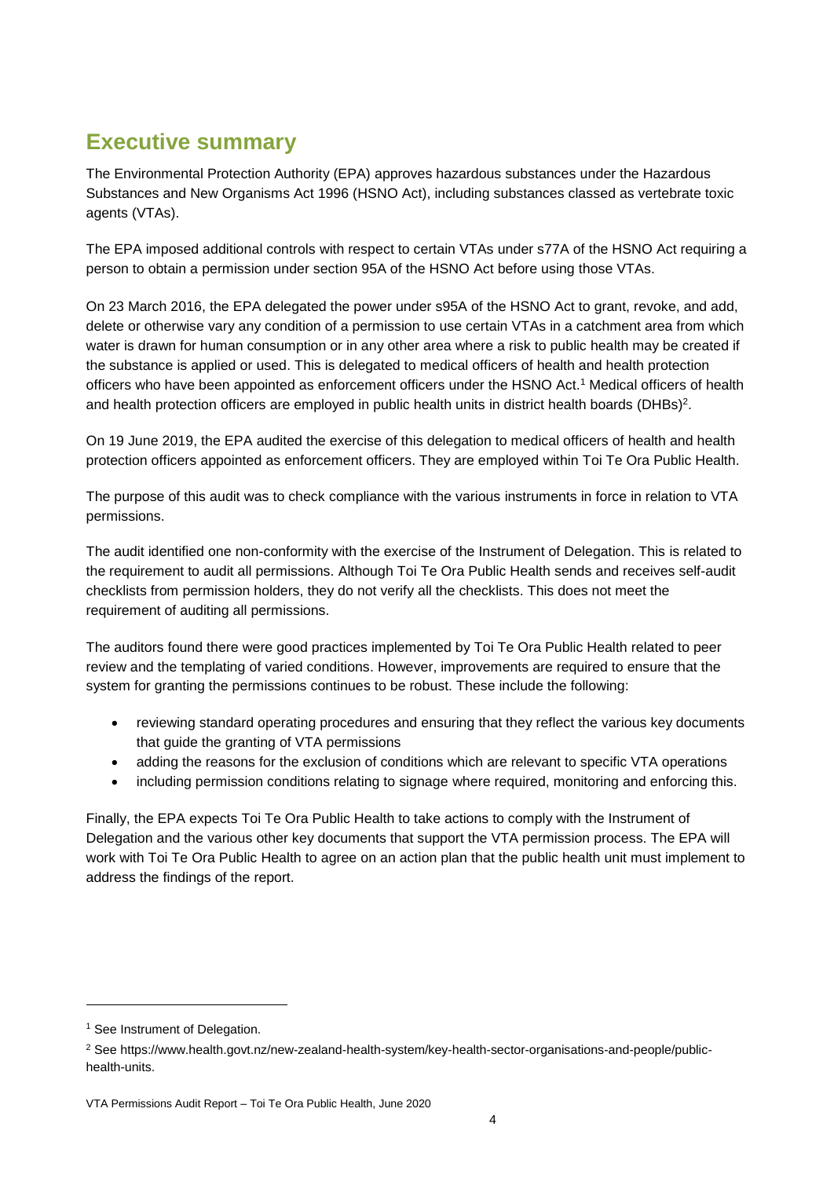## Executive summary

The Environmental Protection Authority (EPA) approves hazardous substances under the Hazardous Substances and New Organisms Act 1996 (HSNO Act), including substances classed as vertebrate toxic agents (VTAs).

The EPA imposed additional controls with respect to certain VTAs under s77A of the HSNO Act requiring a person to obtain a permission under section 95A of the HSNO Act before using those VTAs.

On 23 March 2016, the EPA delegated the power under s95A of the HSNO Act to grant, revoke, and add, delete or otherwise vary any condition of a permission to use certain VTAs in a catchment area from which water is drawn for human consumption or in any other area where a risk to public health may be created if the substance is applied or used. This is delegated to medical officers of health and health protection officers who have been appointed as enforcement officers under the HSNO Act.[1] Medical officers of health and health protection officers are employed in public health units in district health boards (DHBs)[2].

On 19 June 2019, the EPA audited the exercise of this delegation to medical officers of health and health protection officers appointed as enforcement officers. They are employed within Toi Te Ora Public Health.

The purpose of this audit was to check compliance with the various instruments in force in relation to VTA permissions.

The audit identified one non-conformity with the exercise of the Instrument of Delegation. This is related to the requirement to audit all permissions. Although Toi Te Ora Public Health sends and receives self-audit checklists from permission holders, they do not verify all the checklists. This does not meet the requirement of auditing all permissions.

The auditors found there were good practices implemented by Toi Te Ora Public Health related to peer review and the templating of varied conditions. However, improvements are required to ensure that the system for granting the permissions continues to be robust. These include the following:

- reviewing standard operating procedures and ensuring that they reflect the various key documents that guide the granting of VTA permissions
- adding the reasons for the exclusion of conditions which are relevant to specific VTA operations
- including permission conditions relating to signage where required, monitoring and enforcing this.

Finally, the EPA expects Toi Te Ora Public Health to take actions to comply with the Instrument of Delegation and the various other key documents that support the VTA permission process. The EPA will work with Toi Te Ora Public Health to agree on an action plan that the public health unit must implement to address the findings of the report.

---

[1] See Instrument of Delegation.

[2] See https://www.health.govt.nz/new-zealand-health-system/key-health-sector-organisations-and-people/public-health-units.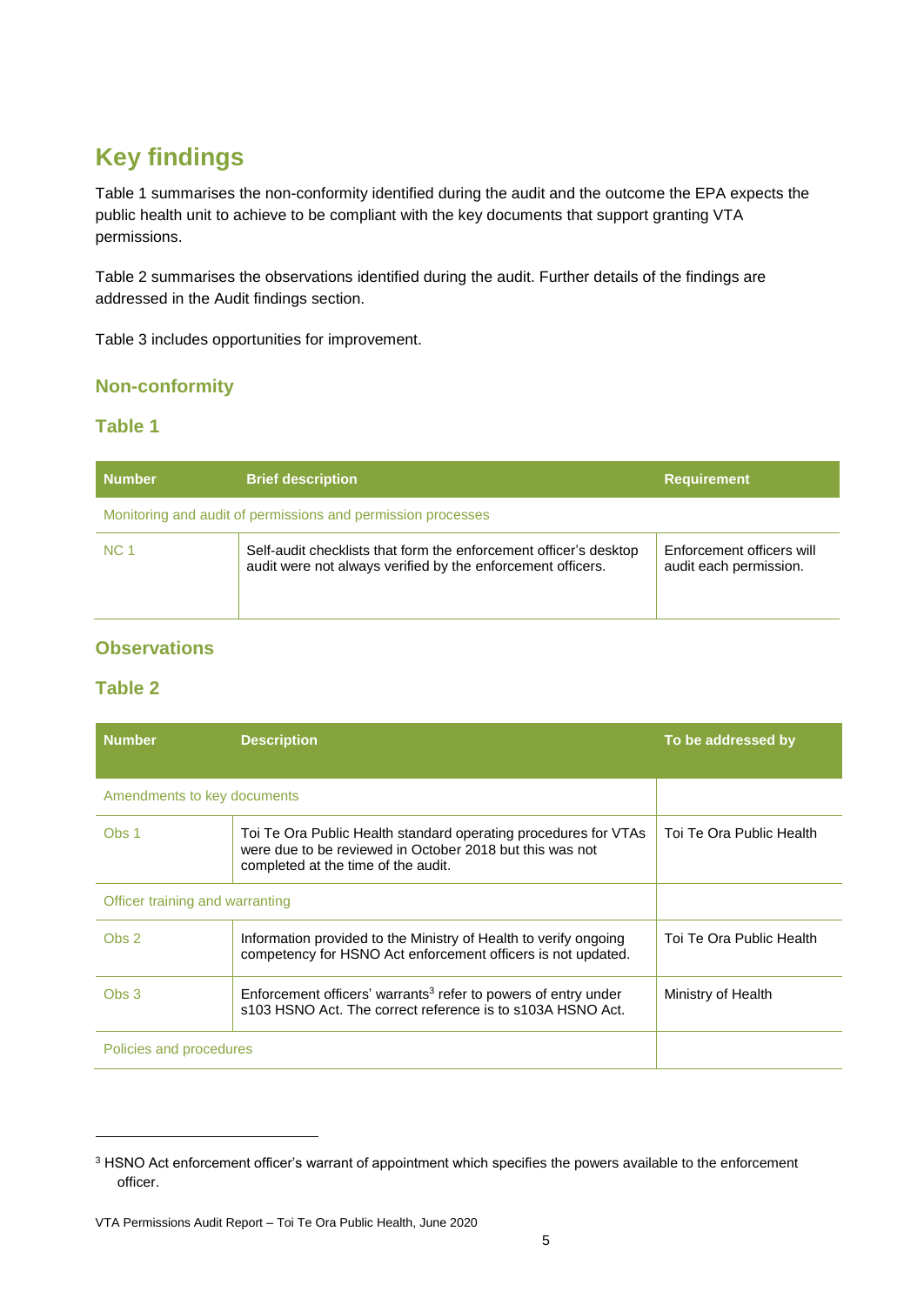# Key findings

Table 1 summarises the non-conformity identified during the audit and the outcome the EPA expects the public health unit to achieve to be compliant with the key documents that support granting VTA permissions.

Table 2 summarises the observations identified during the audit. Further details of the findings are addressed in the Audit findings section.

Table 3 includes opportunities for improvement.

## Non-conformity

## Table 1

| Number | Brief description | Requirement |
|---|---|---|
| Monitoring and audit of permissions and permission processes | | |
| NC 1 | Self-audit checklists that form the enforcement officer's desktop audit were not always verified by the enforcement officers. | Enforcement officers will audit each permission. |

## Observations

## Table 2

| Number | Description | To be addressed by |
|---|---|---|
| Amendments to key documents | | |
| Obs 1 | Toi Te Ora Public Health standard operating procedures for VTAs were due to be reviewed in October 2018 but this was not completed at the time of the audit. | Toi Te Ora Public Health |
| Officer training and warranting | | |
| Obs 2 | Information provided to the Ministry of Health to verify ongoing competency for HSNO Act enforcement officers is not updated. | Toi Te Ora Public Health |
| Obs 3 | Enforcement officers' warrants[3] refer to powers of entry under s103 HSNO Act. The correct reference is to s103A HSNO Act. | Ministry of Health |
| Policies and procedures | | |

[3] HSNO Act enforcement officer's warrant of appointment which specifies the powers available to the enforcement officer.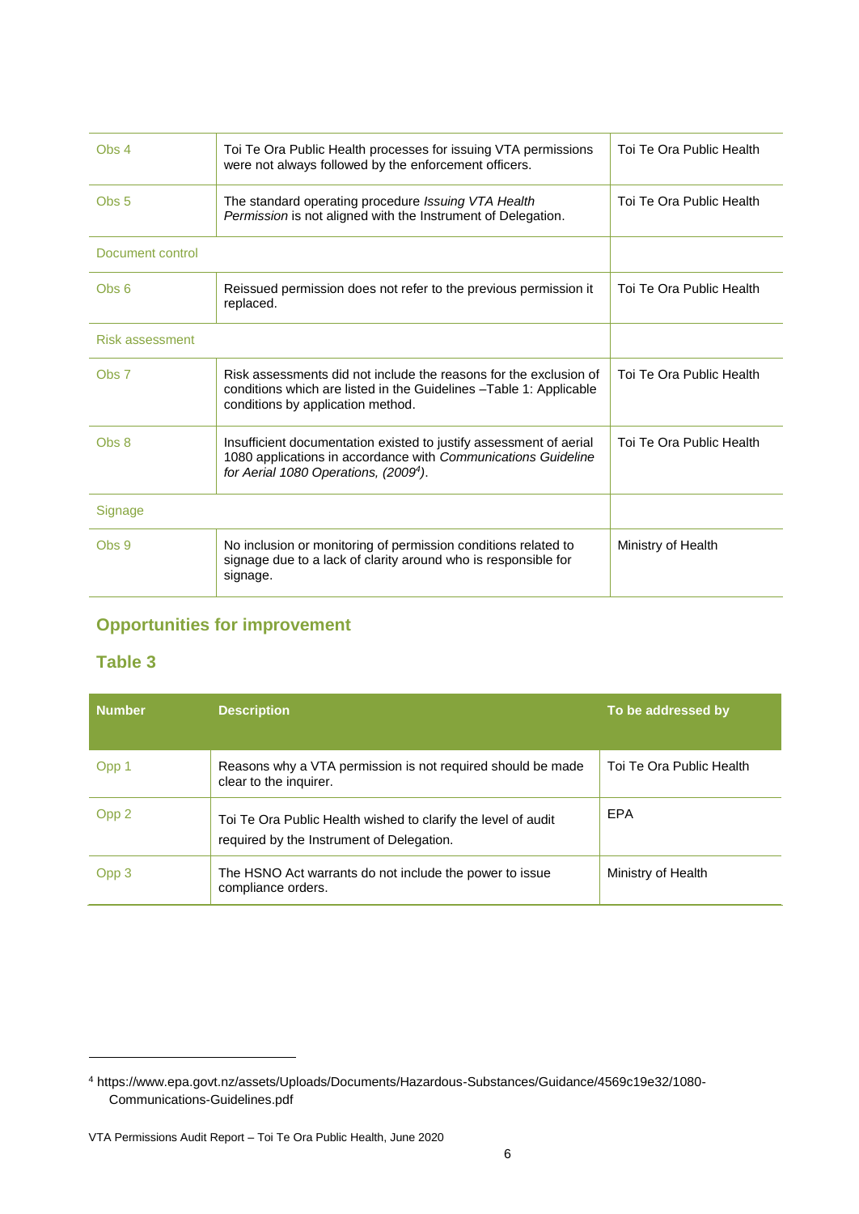| | | |
|---|---|---|
| Obs 4 | Toi Te Ora Public Health processes for issuing VTA permissions were not always followed by the enforcement officers. | Toi Te Ora Public Health |
| Obs 5 | The standard operating procedure *Issuing VTA Health Permission* is not aligned with the Instrument of Delegation. | Toi Te Ora Public Health |
| Document control | | |
| Obs 6 | Reissued permission does not refer to the previous permission it replaced. | Toi Te Ora Public Health |
| Risk assessment | | |
| Obs 7 | Risk assessments did not include the reasons for the exclusion of conditions which are listed in the Guidelines –Table 1: Applicable conditions by application method. | Toi Te Ora Public Health |
| Obs 8 | Insufficient documentation existed to justify assessment of aerial 1080 applications in accordance with *Communications Guideline for Aerial 1080 Operations, (2009[4])*. | Toi Te Ora Public Health |
| Signage | | |
| Obs 9 | No inclusion or monitoring of permission conditions related to signage due to a lack of clarity around who is responsible for signage. | Ministry of Health |

## Opportunities for improvement

### Table 3

| Number | Description | To be addressed by |
|---|---|---|
| Opp 1 | Reasons why a VTA permission is not required should be made clear to the inquirer. | Toi Te Ora Public Health |
| Opp 2 | Toi Te Ora Public Health wished to clarify the level of audit required by the Instrument of Delegation. | EPA |
| Opp 3 | The HSNO Act warrants do not include the power to issue compliance orders. | Ministry of Health |

[4] https://www.epa.govt.nz/assets/Uploads/Documents/Hazardous-Substances/Guidance/4569c19e32/1080-Communications-Guidelines.pdf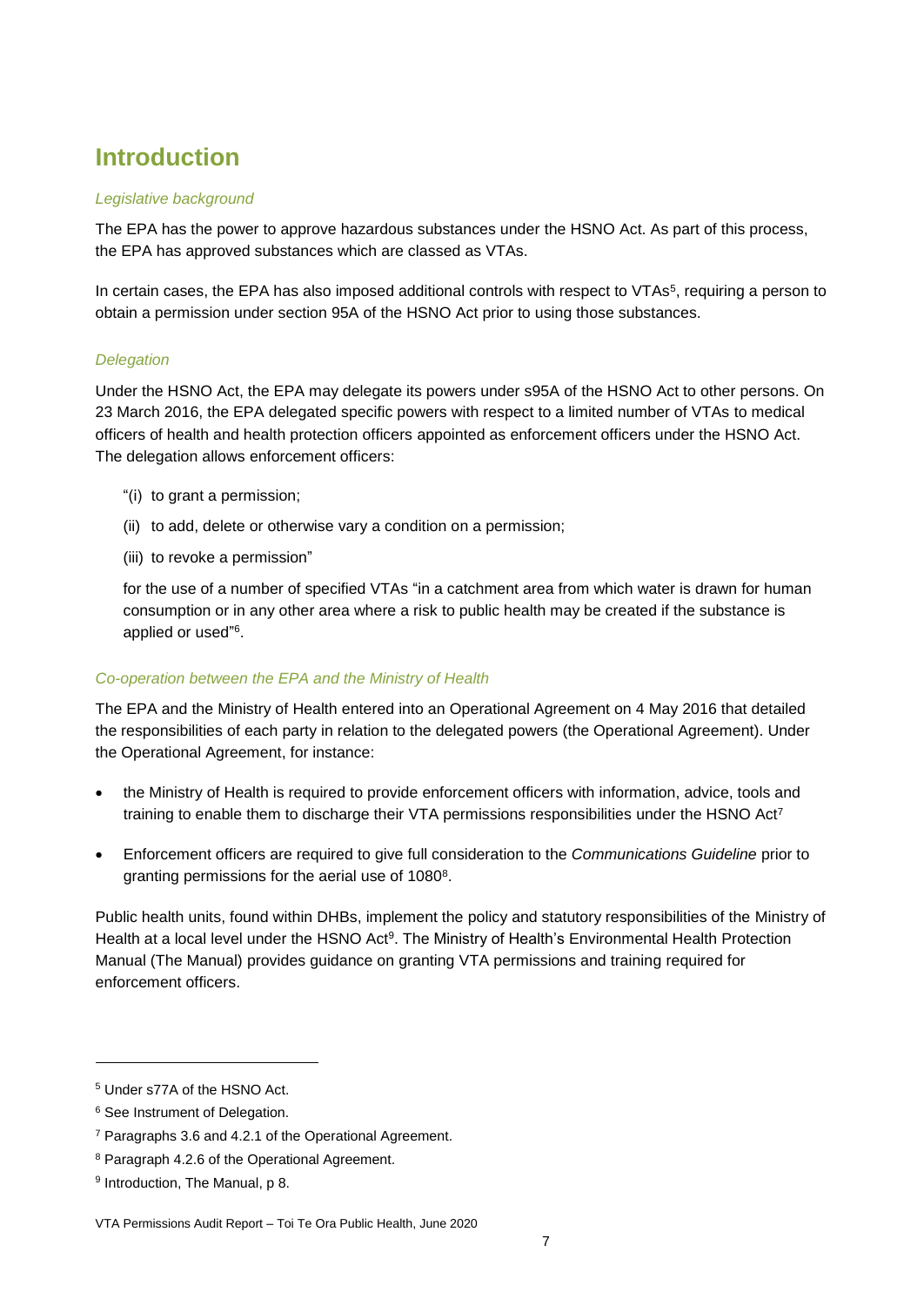# Introduction

*Legislative background*

The EPA has the power to approve hazardous substances under the HSNO Act. As part of this process, the EPA has approved substances which are classed as VTAs.

In certain cases, the EPA has also imposed additional controls with respect to VTAs[5], requiring a person to obtain a permission under section 95A of the HSNO Act prior to using those substances.

*Delegation*

Under the HSNO Act, the EPA may delegate its powers under s95A of the HSNO Act to other persons. On 23 March 2016, the EPA delegated specific powers with respect to a limited number of VTAs to medical officers of health and health protection officers appointed as enforcement officers under the HSNO Act. The delegation allows enforcement officers:

> "(i) to grant a permission;
>
> (ii) to add, delete or otherwise vary a condition on a permission;
>
> (iii) to revoke a permission"
>
> for the use of a number of specified VTAs "in a catchment area from which water is drawn for human consumption or in any other area where a risk to public health may be created if the substance is applied or used"[6].

*Co-operation between the EPA and the Ministry of Health*

The EPA and the Ministry of Health entered into an Operational Agreement on 4 May 2016 that detailed the responsibilities of each party in relation to the delegated powers (the Operational Agreement). Under the Operational Agreement, for instance:

- the Ministry of Health is required to provide enforcement officers with information, advice, tools and training to enable them to discharge their VTA permissions responsibilities under the HSNO Act[7]
- Enforcement officers are required to give full consideration to the *Communications Guideline* prior to granting permissions for the aerial use of 1080[8].

Public health units, found within DHBs, implement the policy and statutory responsibilities of the Ministry of Health at a local level under the HSNO Act[9]. The Ministry of Health's Environmental Health Protection Manual (The Manual) provides guidance on granting VTA permissions and training required for enforcement officers.

---

[5] Under s77A of the HSNO Act.

[6] See Instrument of Delegation.

[7] Paragraphs 3.6 and 4.2.1 of the Operational Agreement.

[8] Paragraph 4.2.6 of the Operational Agreement.

[9] Introduction, The Manual, p 8.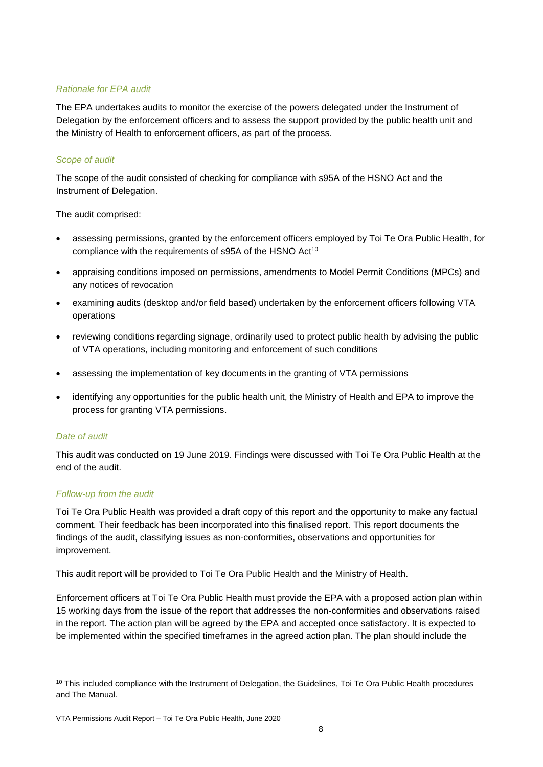*Rationale for EPA audit*

The EPA undertakes audits to monitor the exercise of the powers delegated under the Instrument of Delegation by the enforcement officers and to assess the support provided by the public health unit and the Ministry of Health to enforcement officers, as part of the process.

*Scope of audit*

The scope of the audit consisted of checking for compliance with s95A of the HSNO Act and the Instrument of Delegation.

The audit comprised:

- assessing permissions, granted by the enforcement officers employed by Toi Te Ora Public Health, for compliance with the requirements of s95A of the HSNO Act[10]
- appraising conditions imposed on permissions, amendments to Model Permit Conditions (MPCs) and any notices of revocation
- examining audits (desktop and/or field based) undertaken by the enforcement officers following VTA operations
- reviewing conditions regarding signage, ordinarily used to protect public health by advising the public of VTA operations, including monitoring and enforcement of such conditions
- assessing the implementation of key documents in the granting of VTA permissions
- identifying any opportunities for the public health unit, the Ministry of Health and EPA to improve the process for granting VTA permissions.

*Date of audit*

This audit was conducted on 19 June 2019. Findings were discussed with Toi Te Ora Public Health at the end of the audit.

*Follow-up from the audit*

Toi Te Ora Public Health was provided a draft copy of this report and the opportunity to make any factual comment. Their feedback has been incorporated into this finalised report. This report documents the findings of the audit, classifying issues as non-conformities, observations and opportunities for improvement.

This audit report will be provided to Toi Te Ora Public Health and the Ministry of Health.

Enforcement officers at Toi Te Ora Public Health must provide the EPA with a proposed action plan within 15 working days from the issue of the report that addresses the non-conformities and observations raised in the report. The action plan will be agreed by the EPA and accepted once satisfactory. It is expected to be implemented within the specified timeframes in the agreed action plan. The plan should include the

---

[10] This included compliance with the Instrument of Delegation, the Guidelines, Toi Te Ora Public Health procedures and The Manual.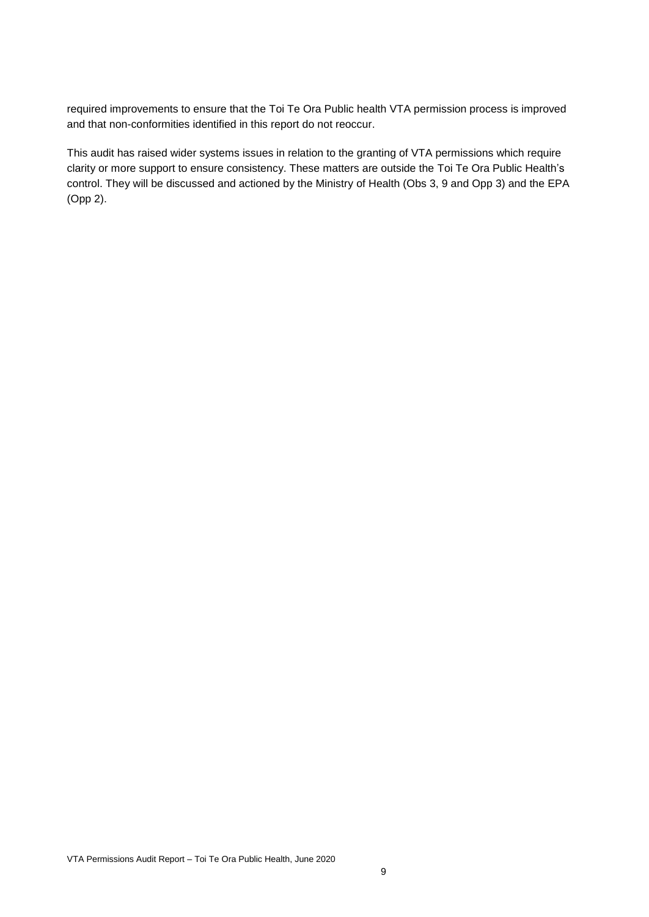required improvements to ensure that the Toi Te Ora Public health VTA permission process is improved and that non-conformities identified in this report do not reoccur.

This audit has raised wider systems issues in relation to the granting of VTA permissions which require clarity or more support to ensure consistency. These matters are outside the Toi Te Ora Public Health's control. They will be discussed and actioned by the Ministry of Health (Obs 3, 9 and Opp 3) and the EPA (Opp 2).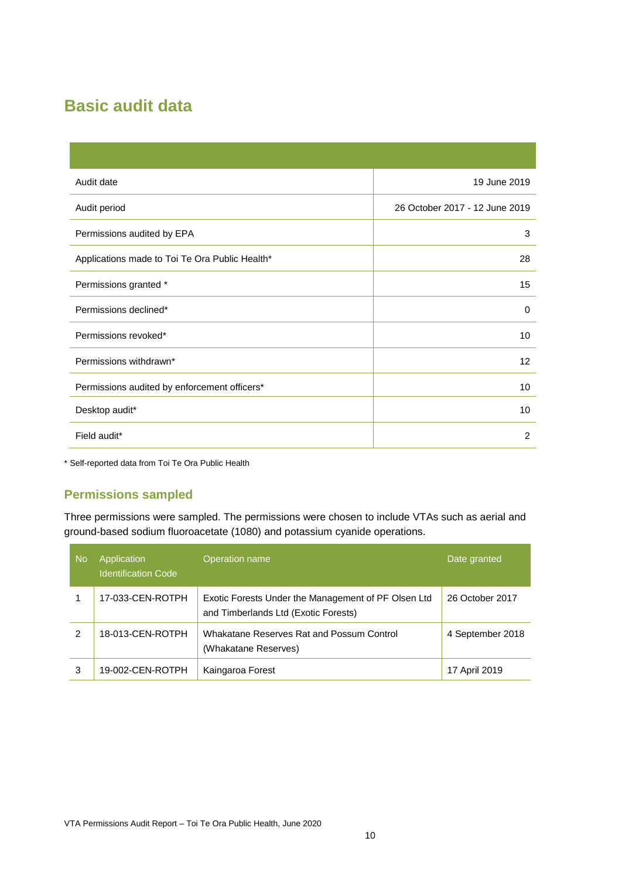## Basic audit data

| | |
|---|---|
| Audit date | 19 June 2019 |
| Audit period | 26 October 2017 - 12 June 2019 |
| Permissions audited by EPA | 3 |
| Applications made to Toi Te Ora Public Health* | 28 |
| Permissions granted * | 15 |
| Permissions declined* | 0 |
| Permissions revoked* | 10 |
| Permissions withdrawn* | 12 |
| Permissions audited by enforcement officers* | 10 |
| Desktop audit* | 10 |
| Field audit* | 2 |

* Self-reported data from Toi Te Ora Public Health

### Permissions sampled

Three permissions were sampled. The permissions were chosen to include VTAs such as aerial and ground-based sodium fluoroacetate (1080) and potassium cyanide operations.

| No | Application Identification Code | Operation name | Date granted |
|---|---|---|---|
| 1 | 17-033-CEN-ROTPH | Exotic Forests Under the Management of PF Olsen Ltd and Timberlands Ltd (Exotic Forests) | 26 October 2017 |
| 2 | 18-013-CEN-ROTPH | Whakatane Reserves Rat and Possum Control (Whakatane Reserves) | 4 September 2018 |
| 3 | 19-002-CEN-ROTPH | Kaingaroa Forest | 17 April 2019 |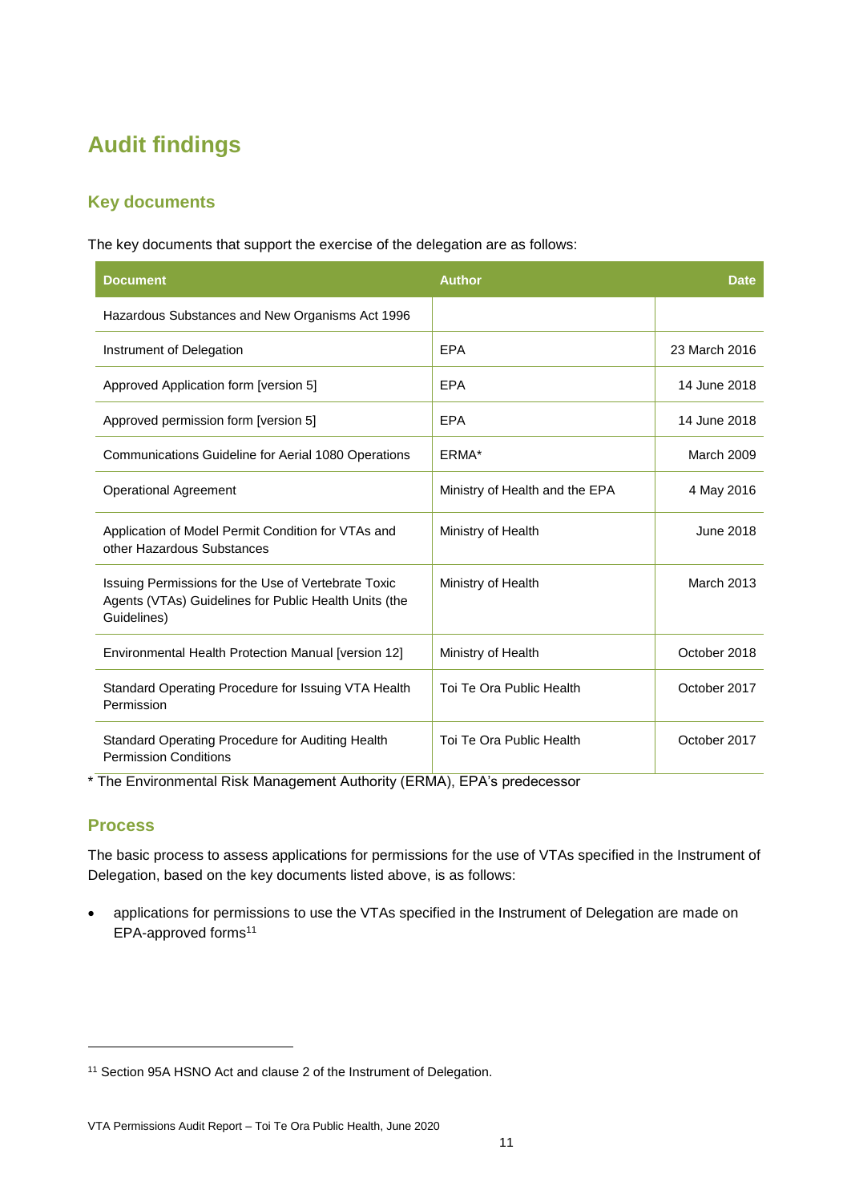# Audit findings

## Key documents

The key documents that support the exercise of the delegation are as follows:

| Document | Author | Date |
|---|---|---|
| Hazardous Substances and New Organisms Act 1996 | | |
| Instrument of Delegation | EPA | 23 March 2016 |
| Approved Application form [version 5] | EPA | 14 June 2018 |
| Approved permission form [version 5] | EPA | 14 June 2018 |
| Communications Guideline for Aerial 1080 Operations | ERMA* | March 2009 |
| Operational Agreement | Ministry of Health and the EPA | 4 May 2016 |
| Application of Model Permit Condition for VTAs and other Hazardous Substances | Ministry of Health | June 2018 |
| Issuing Permissions for the Use of Vertebrate Toxic Agents (VTAs) Guidelines for Public Health Units (the Guidelines) | Ministry of Health | March 2013 |
| Environmental Health Protection Manual [version 12] | Ministry of Health | October 2018 |
| Standard Operating Procedure for Issuing VTA Health Permission | Toi Te Ora Public Health | October 2017 |
| Standard Operating Procedure for Auditing Health Permission Conditions | Toi Te Ora Public Health | October 2017 |

* The Environmental Risk Management Authority (ERMA), EPA's predecessor

## Process

The basic process to assess applications for permissions for the use of VTAs specified in the Instrument of Delegation, based on the key documents listed above, is as follows:

- applications for permissions to use the VTAs specified in the Instrument of Delegation are made on EPA-approved forms[11]

[11] Section 95A HSNO Act and clause 2 of the Instrument of Delegation.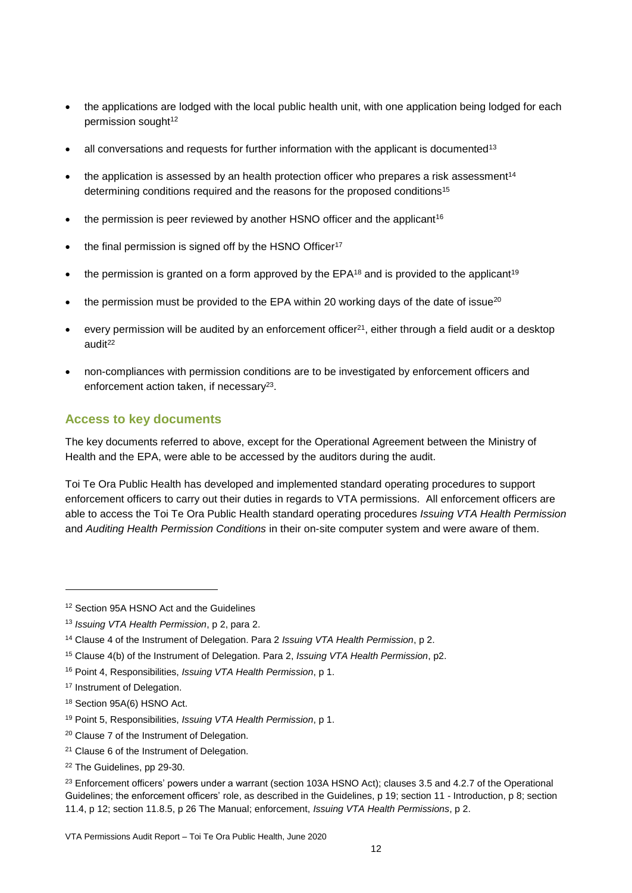- the applications are lodged with the local public health unit, with one application being lodged for each permission sought[12]
- all conversations and requests for further information with the applicant is documented[13]
- the application is assessed by an health protection officer who prepares a risk assessment[14] determining conditions required and the reasons for the proposed conditions[15]
- the permission is peer reviewed by another HSNO officer and the applicant[16]
- the final permission is signed off by the HSNO Officer[17]
- the permission is granted on a form approved by the EPA[18] and is provided to the applicant[19]
- the permission must be provided to the EPA within 20 working days of the date of issue[20]
- every permission will be audited by an enforcement officer[21], either through a field audit or a desktop audit[22]
- non-compliances with permission conditions are to be investigated by enforcement officers and enforcement action taken, if necessary[23].

## Access to key documents

The key documents referred to above, except for the Operational Agreement between the Ministry of Health and the EPA, were able to be accessed by the auditors during the audit.

Toi Te Ora Public Health has developed and implemented standard operating procedures to support enforcement officers to carry out their duties in regards to VTA permissions. All enforcement officers are able to access the Toi Te Ora Public Health standard operating procedures *Issuing VTA Health Permission* and *Auditing Health Permission Conditions* in their on-site computer system and were aware of them.

---

[12] Section 95A HSNO Act and the Guidelines

[13] *Issuing VTA Health Permission*, p 2, para 2.

[14] Clause 4 of the Instrument of Delegation. Para 2 *Issuing VTA Health Permission*, p 2.

[15] Clause 4(b) of the Instrument of Delegation. Para 2, *Issuing VTA Health Permission*, p2.

[16] Point 4, Responsibilities, *Issuing VTA Health Permission*, p 1.

[17] Instrument of Delegation.

[18] Section 95A(6) HSNO Act.

[19] Point 5, Responsibilities, *Issuing VTA Health Permission*, p 1.

[20] Clause 7 of the Instrument of Delegation.

[21] Clause 6 of the Instrument of Delegation.

[22] The Guidelines, pp 29-30.

[23] Enforcement officers' powers under a warrant (section 103A HSNO Act); clauses 3.5 and 4.2.7 of the Operational Guidelines; the enforcement officers' role, as described in the Guidelines, p 19; section 11 - Introduction, p 8; section 11.4, p 12; section 11.8.5, p 26 The Manual; enforcement, *Issuing VTA Health Permissions*, p 2.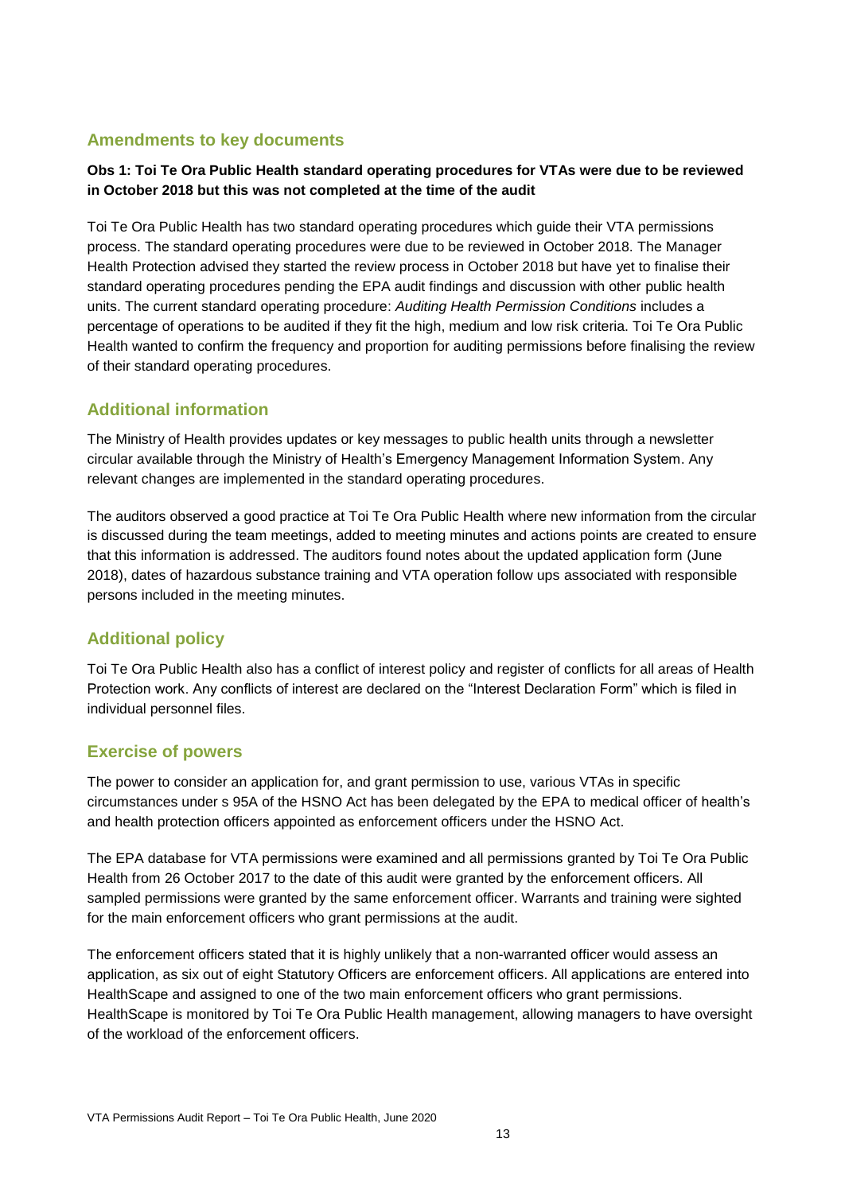## Amendments to key documents

**Obs 1: Toi Te Ora Public Health standard operating procedures for VTAs were due to be reviewed in October 2018 but this was not completed at the time of the audit**

Toi Te Ora Public Health has two standard operating procedures which guide their VTA permissions process. The standard operating procedures were due to be reviewed in October 2018. The Manager Health Protection advised they started the review process in October 2018 but have yet to finalise their standard operating procedures pending the EPA audit findings and discussion with other public health units. The current standard operating procedure: *Auditing Health Permission Conditions* includes a percentage of operations to be audited if they fit the high, medium and low risk criteria. Toi Te Ora Public Health wanted to confirm the frequency and proportion for auditing permissions before finalising the review of their standard operating procedures.

## Additional information

The Ministry of Health provides updates or key messages to public health units through a newsletter circular available through the Ministry of Health's Emergency Management Information System. Any relevant changes are implemented in the standard operating procedures.

The auditors observed a good practice at Toi Te Ora Public Health where new information from the circular is discussed during the team meetings, added to meeting minutes and actions points are created to ensure that this information is addressed. The auditors found notes about the updated application form (June 2018), dates of hazardous substance training and VTA operation follow ups associated with responsible persons included in the meeting minutes.

## Additional policy

Toi Te Ora Public Health also has a conflict of interest policy and register of conflicts for all areas of Health Protection work. Any conflicts of interest are declared on the "Interest Declaration Form" which is filed in individual personnel files.

## Exercise of powers

The power to consider an application for, and grant permission to use, various VTAs in specific circumstances under s 95A of the HSNO Act has been delegated by the EPA to medical officer of health's and health protection officers appointed as enforcement officers under the HSNO Act.

The EPA database for VTA permissions were examined and all permissions granted by Toi Te Ora Public Health from 26 October 2017 to the date of this audit were granted by the enforcement officers. All sampled permissions were granted by the same enforcement officer. Warrants and training were sighted for the main enforcement officers who grant permissions at the audit.

The enforcement officers stated that it is highly unlikely that a non-warranted officer would assess an application, as six out of eight Statutory Officers are enforcement officers. All applications are entered into HealthScape and assigned to one of the two main enforcement officers who grant permissions. HealthScape is monitored by Toi Te Ora Public Health management, allowing managers to have oversight of the workload of the enforcement officers.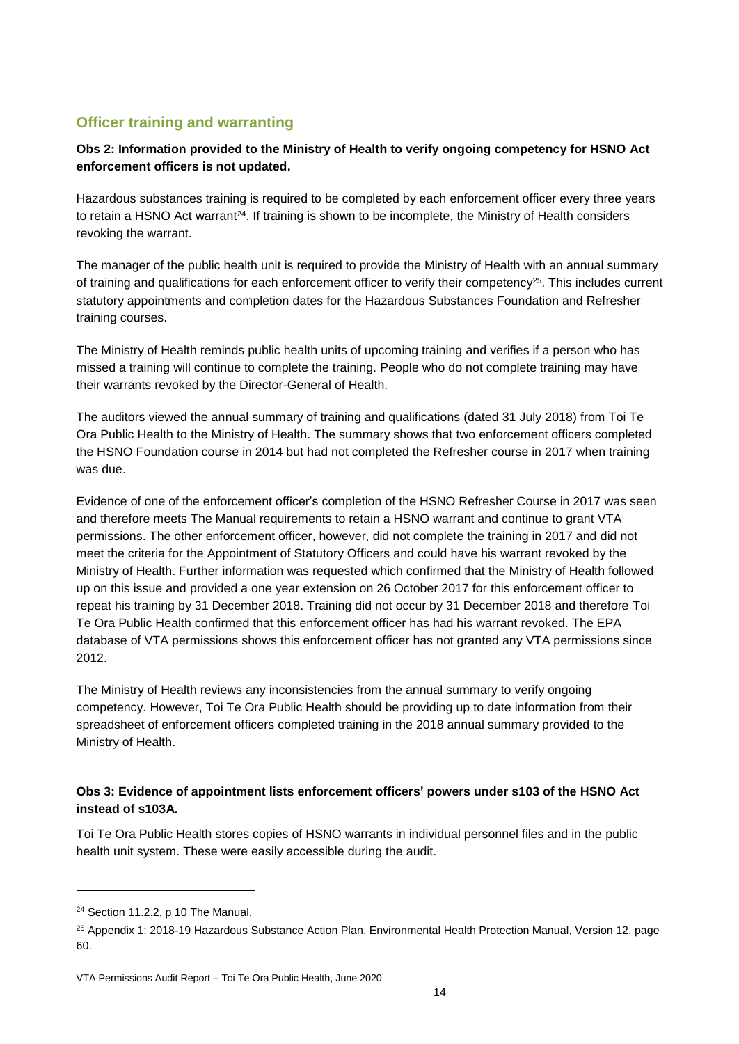## Officer training and warranting

**Obs 2: Information provided to the Ministry of Health to verify ongoing competency for HSNO Act enforcement officers is not updated.**

Hazardous substances training is required to be completed by each enforcement officer every three years to retain a HSNO Act warrant[24]. If training is shown to be incomplete, the Ministry of Health considers revoking the warrant.

The manager of the public health unit is required to provide the Ministry of Health with an annual summary of training and qualifications for each enforcement officer to verify their competency[25]. This includes current statutory appointments and completion dates for the Hazardous Substances Foundation and Refresher training courses.

The Ministry of Health reminds public health units of upcoming training and verifies if a person who has missed a training will continue to complete the training. People who do not complete training may have their warrants revoked by the Director-General of Health.

The auditors viewed the annual summary of training and qualifications (dated 31 July 2018) from Toi Te Ora Public Health to the Ministry of Health. The summary shows that two enforcement officers completed the HSNO Foundation course in 2014 but had not completed the Refresher course in 2017 when training was due.

Evidence of one of the enforcement officer's completion of the HSNO Refresher Course in 2017 was seen and therefore meets The Manual requirements to retain a HSNO warrant and continue to grant VTA permissions. The other enforcement officer, however, did not complete the training in 2017 and did not meet the criteria for the Appointment of Statutory Officers and could have his warrant revoked by the Ministry of Health. Further information was requested which confirmed that the Ministry of Health followed up on this issue and provided a one year extension on 26 October 2017 for this enforcement officer to repeat his training by 31 December 2018. Training did not occur by 31 December 2018 and therefore Toi Te Ora Public Health confirmed that this enforcement officer has had his warrant revoked. The EPA database of VTA permissions shows this enforcement officer has not granted any VTA permissions since 2012.

The Ministry of Health reviews any inconsistencies from the annual summary to verify ongoing competency. However, Toi Te Ora Public Health should be providing up to date information from their spreadsheet of enforcement officers completed training in the 2018 annual summary provided to the Ministry of Health.

**Obs 3: Evidence of appointment lists enforcement officers' powers under s103 of the HSNO Act instead of s103A.**

Toi Te Ora Public Health stores copies of HSNO warrants in individual personnel files and in the public health unit system. These were easily accessible during the audit.

---

[24] Section 11.2.2, p 10 The Manual.

[25] Appendix 1: 2018-19 Hazardous Substance Action Plan, Environmental Health Protection Manual, Version 12, page 60.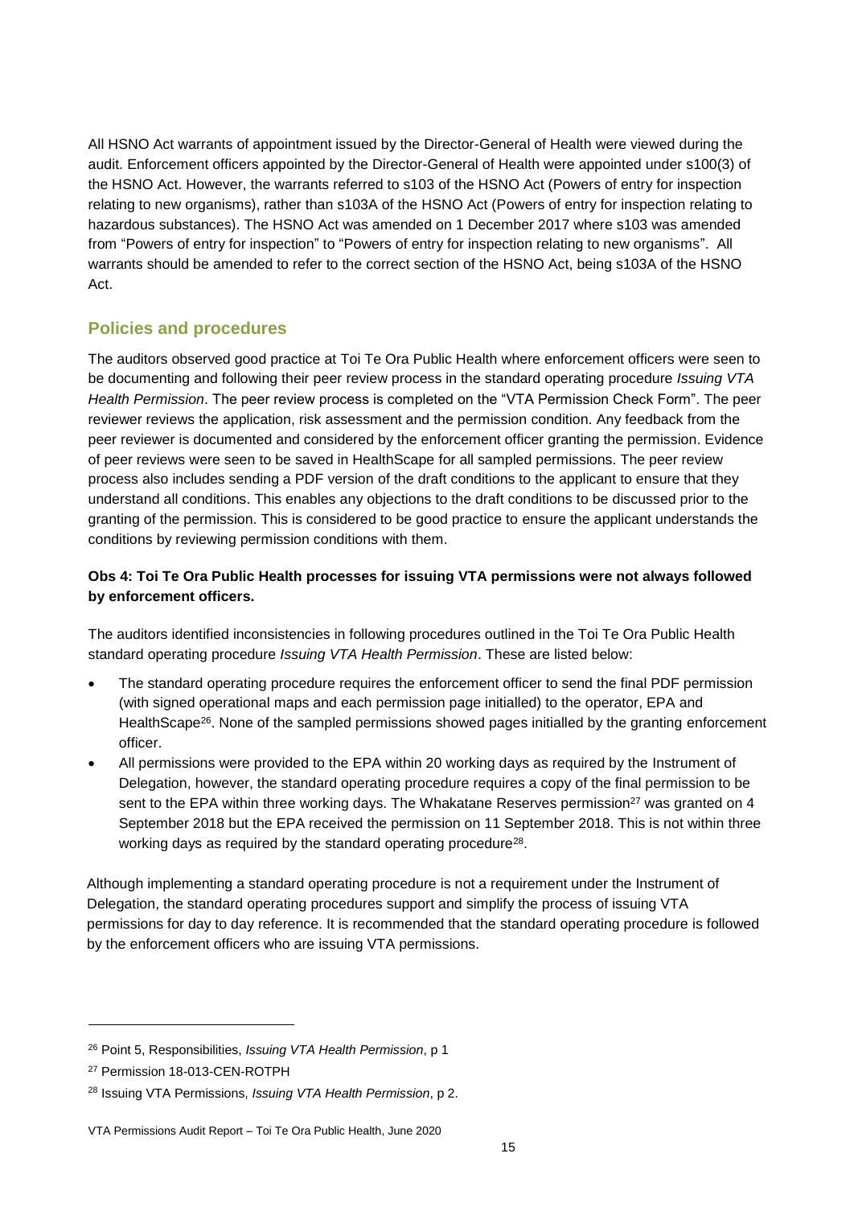All HSNO Act warrants of appointment issued by the Director-General of Health were viewed during the audit. Enforcement officers appointed by the Director-General of Health were appointed under s100(3) of the HSNO Act. However, the warrants referred to s103 of the HSNO Act (Powers of entry for inspection relating to new organisms), rather than s103A of the HSNO Act (Powers of entry for inspection relating to hazardous substances). The HSNO Act was amended on 1 December 2017 where s103 was amended from "Powers of entry for inspection" to "Powers of entry for inspection relating to new organisms". All warrants should be amended to refer to the correct section of the HSNO Act, being s103A of the HSNO Act.

## Policies and procedures

The auditors observed good practice at Toi Te Ora Public Health where enforcement officers were seen to be documenting and following their peer review process in the standard operating procedure *Issuing VTA Health Permission*. The peer review process is completed on the "VTA Permission Check Form". The peer reviewer reviews the application, risk assessment and the permission condition. Any feedback from the peer reviewer is documented and considered by the enforcement officer granting the permission. Evidence of peer reviews were seen to be saved in HealthScape for all sampled permissions. The peer review process also includes sending a PDF version of the draft conditions to the applicant to ensure that they understand all conditions. This enables any objections to the draft conditions to be discussed prior to the granting of the permission. This is considered to be good practice to ensure the applicant understands the conditions by reviewing permission conditions with them.

**Obs 4: Toi Te Ora Public Health processes for issuing VTA permissions were not always followed by enforcement officers.**

The auditors identified inconsistencies in following procedures outlined in the Toi Te Ora Public Health standard operating procedure *Issuing VTA Health Permission*. These are listed below:

- The standard operating procedure requires the enforcement officer to send the final PDF permission (with signed operational maps and each permission page initialled) to the operator, EPA and HealthScape[26]. None of the sampled permissions showed pages initialled by the granting enforcement officer.
- All permissions were provided to the EPA within 20 working days as required by the Instrument of Delegation, however, the standard operating procedure requires a copy of the final permission to be sent to the EPA within three working days. The Whakatane Reserves permission[27] was granted on 4 September 2018 but the EPA received the permission on 11 September 2018. This is not within three working days as required by the standard operating procedure[28].

Although implementing a standard operating procedure is not a requirement under the Instrument of Delegation, the standard operating procedures support and simplify the process of issuing VTA permissions for day to day reference. It is recommended that the standard operating procedure is followed by the enforcement officers who are issuing VTA permissions.

---

[26] Point 5, Responsibilities, *Issuing VTA Health Permission*, p 1

[27] Permission 18-013-CEN-ROTPH

[28] Issuing VTA Permissions, *Issuing VTA Health Permission*, p 2.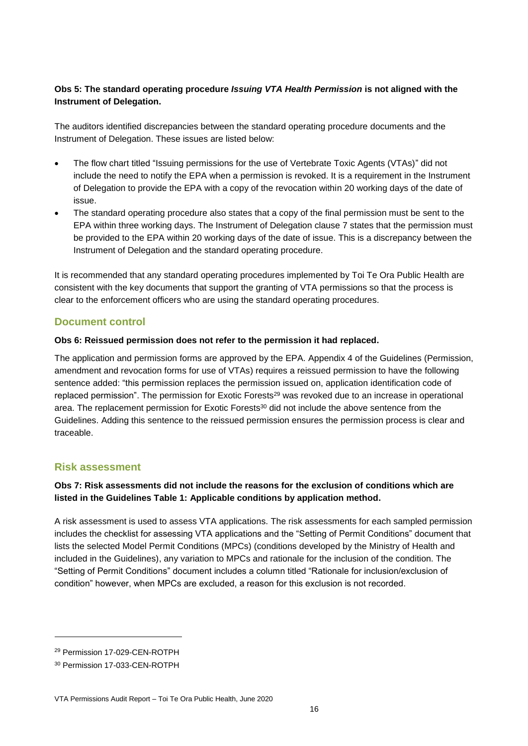**Obs 5: The standard operating procedure *Issuing VTA Health Permission* is not aligned with the Instrument of Delegation.**

The auditors identified discrepancies between the standard operating procedure documents and the Instrument of Delegation. These issues are listed below:

- The flow chart titled "Issuing permissions for the use of Vertebrate Toxic Agents (VTAs)" did not include the need to notify the EPA when a permission is revoked. It is a requirement in the Instrument of Delegation to provide the EPA with a copy of the revocation within 20 working days of the date of issue.
- The standard operating procedure also states that a copy of the final permission must be sent to the EPA within three working days. The Instrument of Delegation clause 7 states that the permission must be provided to the EPA within 20 working days of the date of issue. This is a discrepancy between the Instrument of Delegation and the standard operating procedure.

It is recommended that any standard operating procedures implemented by Toi Te Ora Public Health are consistent with the key documents that support the granting of VTA permissions so that the process is clear to the enforcement officers who are using the standard operating procedures.

## Document control

**Obs 6: Reissued permission does not refer to the permission it had replaced.**

The application and permission forms are approved by the EPA. Appendix 4 of the Guidelines (Permission, amendment and revocation forms for use of VTAs) requires a reissued permission to have the following sentence added: "this permission replaces the permission issued on, application identification code of replaced permission". The permission for Exotic Forests[29] was revoked due to an increase in operational area. The replacement permission for Exotic Forests[30] did not include the above sentence from the Guidelines. Adding this sentence to the reissued permission ensures the permission process is clear and traceable.

## Risk assessment

**Obs 7: Risk assessments did not include the reasons for the exclusion of conditions which are listed in the Guidelines Table 1: Applicable conditions by application method.**

A risk assessment is used to assess VTA applications. The risk assessments for each sampled permission includes the checklist for assessing VTA applications and the "Setting of Permit Conditions" document that lists the selected Model Permit Conditions (MPCs) (conditions developed by the Ministry of Health and included in the Guidelines), any variation to MPCs and rationale for the inclusion of the condition. The "Setting of Permit Conditions" document includes a column titled "Rationale for inclusion/exclusion of condition" however, when MPCs are excluded, a reason for this exclusion is not recorded.

[29] Permission 17-029-CEN-ROTPH

[30] Permission 17-033-CEN-ROTPH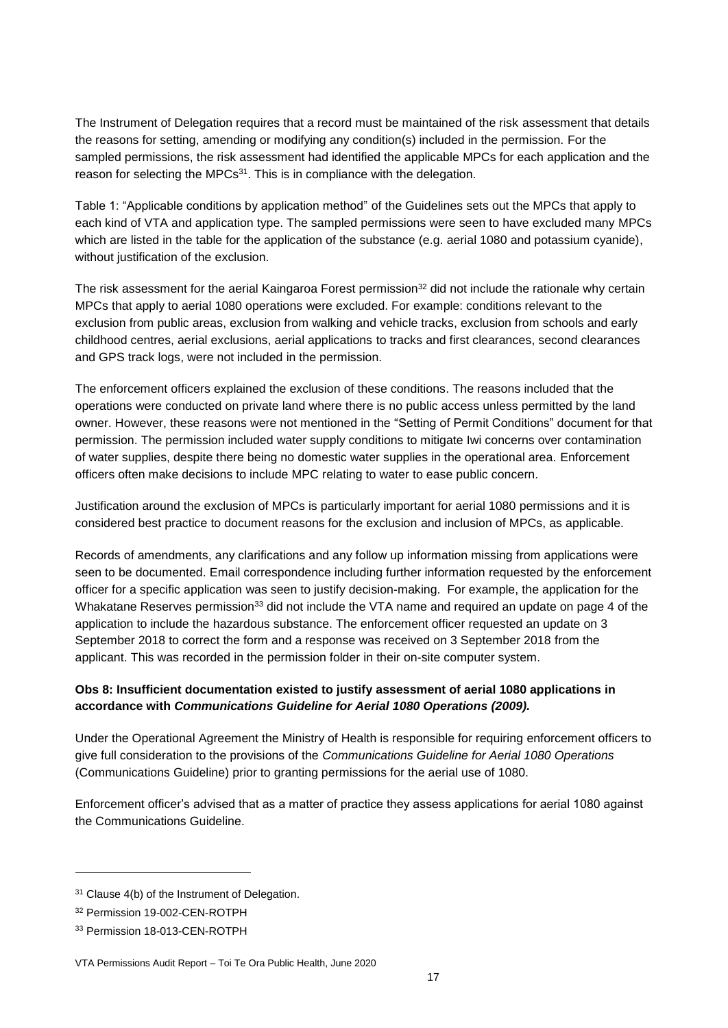The Instrument of Delegation requires that a record must be maintained of the risk assessment that details the reasons for setting, amending or modifying any condition(s) included in the permission. For the sampled permissions, the risk assessment had identified the applicable MPCs for each application and the reason for selecting the MPCs[31]. This is in compliance with the delegation.

Table 1: "Applicable conditions by application method" of the Guidelines sets out the MPCs that apply to each kind of VTA and application type. The sampled permissions were seen to have excluded many MPCs which are listed in the table for the application of the substance (e.g. aerial 1080 and potassium cyanide), without justification of the exclusion.

The risk assessment for the aerial Kaingaroa Forest permission[32] did not include the rationale why certain MPCs that apply to aerial 1080 operations were excluded. For example: conditions relevant to the exclusion from public areas, exclusion from walking and vehicle tracks, exclusion from schools and early childhood centres, aerial exclusions, aerial applications to tracks and first clearances, second clearances and GPS track logs, were not included in the permission.

The enforcement officers explained the exclusion of these conditions. The reasons included that the operations were conducted on private land where there is no public access unless permitted by the land owner. However, these reasons were not mentioned in the "Setting of Permit Conditions" document for that permission. The permission included water supply conditions to mitigate Iwi concerns over contamination of water supplies, despite there being no domestic water supplies in the operational area. Enforcement officers often make decisions to include MPC relating to water to ease public concern.

Justification around the exclusion of MPCs is particularly important for aerial 1080 permissions and it is considered best practice to document reasons for the exclusion and inclusion of MPCs, as applicable.

Records of amendments, any clarifications and any follow up information missing from applications were seen to be documented. Email correspondence including further information requested by the enforcement officer for a specific application was seen to justify decision-making. For example, the application for the Whakatane Reserves permission[33] did not include the VTA name and required an update on page 4 of the application to include the hazardous substance. The enforcement officer requested an update on 3 September 2018 to correct the form and a response was received on 3 September 2018 from the applicant. This was recorded in the permission folder in their on-site computer system.

**Obs 8: Insufficient documentation existed to justify assessment of aerial 1080 applications in accordance with *Communications Guideline for Aerial 1080 Operations (2009).***

Under the Operational Agreement the Ministry of Health is responsible for requiring enforcement officers to give full consideration to the provisions of the *Communications Guideline for Aerial 1080 Operations* (Communications Guideline) prior to granting permissions for the aerial use of 1080.

Enforcement officer's advised that as a matter of practice they assess applications for aerial 1080 against the Communications Guideline.

---

[31] Clause 4(b) of the Instrument of Delegation.

[32] Permission 19-002-CEN-ROTPH

[33] Permission 18-013-CEN-ROTPH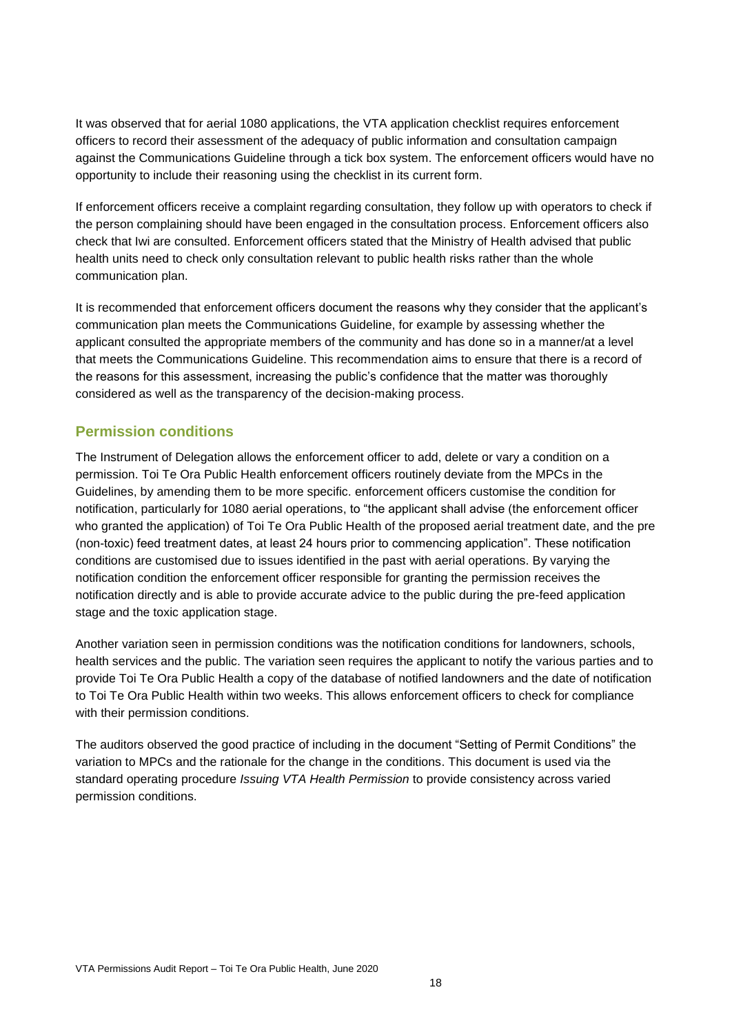It was observed that for aerial 1080 applications, the VTA application checklist requires enforcement officers to record their assessment of the adequacy of public information and consultation campaign against the Communications Guideline through a tick box system. The enforcement officers would have no opportunity to include their reasoning using the checklist in its current form.

If enforcement officers receive a complaint regarding consultation, they follow up with operators to check if the person complaining should have been engaged in the consultation process. Enforcement officers also check that Iwi are consulted. Enforcement officers stated that the Ministry of Health advised that public health units need to check only consultation relevant to public health risks rather than the whole communication plan.

It is recommended that enforcement officers document the reasons why they consider that the applicant's communication plan meets the Communications Guideline, for example by assessing whether the applicant consulted the appropriate members of the community and has done so in a manner/at a level that meets the Communications Guideline. This recommendation aims to ensure that there is a record of the reasons for this assessment, increasing the public's confidence that the matter was thoroughly considered as well as the transparency of the decision-making process.

## Permission conditions

The Instrument of Delegation allows the enforcement officer to add, delete or vary a condition on a permission. Toi Te Ora Public Health enforcement officers routinely deviate from the MPCs in the Guidelines, by amending them to be more specific. enforcement officers customise the condition for notification, particularly for 1080 aerial operations, to "the applicant shall advise (the enforcement officer who granted the application) of Toi Te Ora Public Health of the proposed aerial treatment date, and the pre (non-toxic) feed treatment dates, at least 24 hours prior to commencing application". These notification conditions are customised due to issues identified in the past with aerial operations. By varying the notification condition the enforcement officer responsible for granting the permission receives the notification directly and is able to provide accurate advice to the public during the pre-feed application stage and the toxic application stage.

Another variation seen in permission conditions was the notification conditions for landowners, schools, health services and the public. The variation seen requires the applicant to notify the various parties and to provide Toi Te Ora Public Health a copy of the database of notified landowners and the date of notification to Toi Te Ora Public Health within two weeks. This allows enforcement officers to check for compliance with their permission conditions.

The auditors observed the good practice of including in the document "Setting of Permit Conditions" the variation to MPCs and the rationale for the change in the conditions. This document is used via the standard operating procedure *Issuing VTA Health Permission* to provide consistency across varied permission conditions.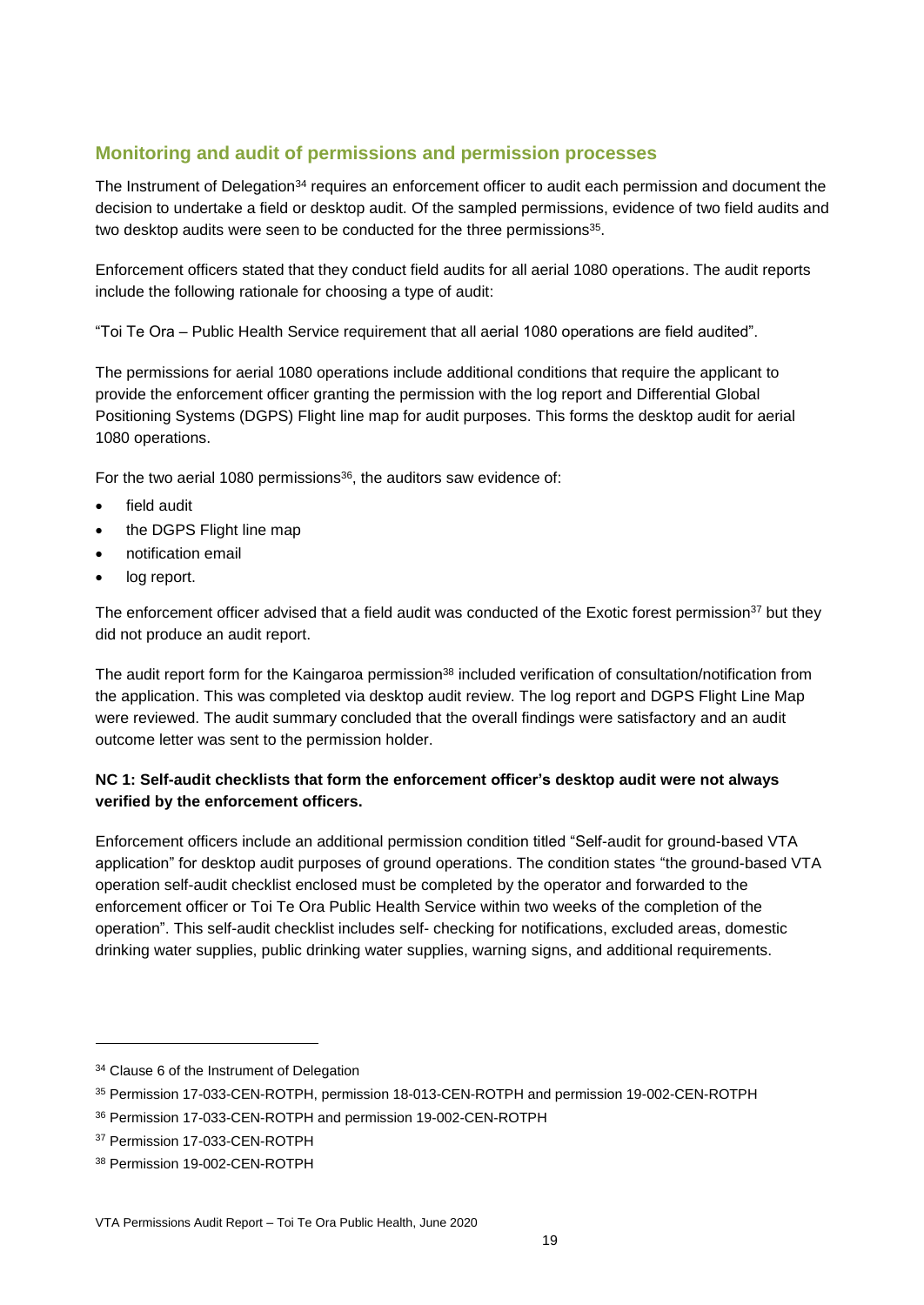## Monitoring and audit of permissions and permission processes

The Instrument of Delegation[34] requires an enforcement officer to audit each permission and document the decision to undertake a field or desktop audit. Of the sampled permissions, evidence of two field audits and two desktop audits were seen to be conducted for the three permissions[35].

Enforcement officers stated that they conduct field audits for all aerial 1080 operations. The audit reports include the following rationale for choosing a type of audit:

"Toi Te Ora – Public Health Service requirement that all aerial 1080 operations are field audited".

The permissions for aerial 1080 operations include additional conditions that require the applicant to provide the enforcement officer granting the permission with the log report and Differential Global Positioning Systems (DGPS) Flight line map for audit purposes. This forms the desktop audit for aerial 1080 operations.

For the two aerial 1080 permissions[36], the auditors saw evidence of:

- field audit
- the DGPS Flight line map
- notification email
- log report.

The enforcement officer advised that a field audit was conducted of the Exotic forest permission[37] but they did not produce an audit report.

The audit report form for the Kaingaroa permission[38] included verification of consultation/notification from the application. This was completed via desktop audit review. The log report and DGPS Flight Line Map were reviewed. The audit summary concluded that the overall findings were satisfactory and an audit outcome letter was sent to the permission holder.

**NC 1: Self-audit checklists that form the enforcement officer's desktop audit were not always verified by the enforcement officers.**

Enforcement officers include an additional permission condition titled "Self-audit for ground-based VTA application" for desktop audit purposes of ground operations. The condition states "the ground-based VTA operation self-audit checklist enclosed must be completed by the operator and forwarded to the enforcement officer or Toi Te Ora Public Health Service within two weeks of the completion of the operation". This self-audit checklist includes self- checking for notifications, excluded areas, domestic drinking water supplies, public drinking water supplies, warning signs, and additional requirements.

---

[34] Clause 6 of the Instrument of Delegation

[35] Permission 17-033-CEN-ROTPH, permission 18-013-CEN-ROTPH and permission 19-002-CEN-ROTPH

[36] Permission 17-033-CEN-ROTPH and permission 19-002-CEN-ROTPH

[37] Permission 17-033-CEN-ROTPH

[38] Permission 19-002-CEN-ROTPH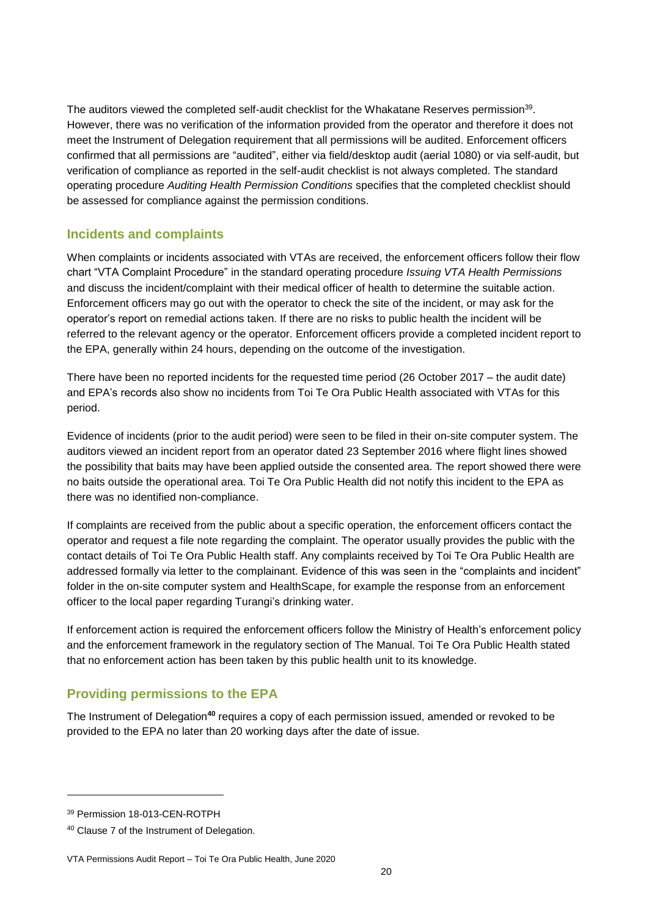The auditors viewed the completed self-audit checklist for the Whakatane Reserves permission[39]. However, there was no verification of the information provided from the operator and therefore it does not meet the Instrument of Delegation requirement that all permissions will be audited. Enforcement officers confirmed that all permissions are "audited", either via field/desktop audit (aerial 1080) or via self-audit, but verification of compliance as reported in the self-audit checklist is not always completed. The standard operating procedure *Auditing Health Permission Conditions* specifies that the completed checklist should be assessed for compliance against the permission conditions.

## Incidents and complaints

When complaints or incidents associated with VTAs are received, the enforcement officers follow their flow chart "VTA Complaint Procedure" in the standard operating procedure *Issuing VTA Health Permissions* and discuss the incident/complaint with their medical officer of health to determine the suitable action. Enforcement officers may go out with the operator to check the site of the incident, or may ask for the operator's report on remedial actions taken. If there are no risks to public health the incident will be referred to the relevant agency or the operator. Enforcement officers provide a completed incident report to the EPA, generally within 24 hours, depending on the outcome of the investigation.

There have been no reported incidents for the requested time period (26 October 2017 – the audit date) and EPA's records also show no incidents from Toi Te Ora Public Health associated with VTAs for this period.

Evidence of incidents (prior to the audit period) were seen to be filed in their on-site computer system. The auditors viewed an incident report from an operator dated 23 September 2016 where flight lines showed the possibility that baits may have been applied outside the consented area. The report showed there were no baits outside the operational area. Toi Te Ora Public Health did not notify this incident to the EPA as there was no identified non-compliance.

If complaints are received from the public about a specific operation, the enforcement officers contact the operator and request a file note regarding the complaint. The operator usually provides the public with the contact details of Toi Te Ora Public Health staff. Any complaints received by Toi Te Ora Public Health are addressed formally via letter to the complainant. Evidence of this was seen in the "complaints and incident" folder in the on-site computer system and HealthScape, for example the response from an enforcement officer to the local paper regarding Turangi's drinking water.

If enforcement action is required the enforcement officers follow the Ministry of Health's enforcement policy and the enforcement framework in the regulatory section of The Manual. Toi Te Ora Public Health stated that no enforcement action has been taken by this public health unit to its knowledge.

## Providing permissions to the EPA

The Instrument of Delegation[40] requires a copy of each permission issued, amended or revoked to be provided to the EPA no later than 20 working days after the date of issue.

---

[39] Permission 18-013-CEN-ROTPH

[40] Clause 7 of the Instrument of Delegation.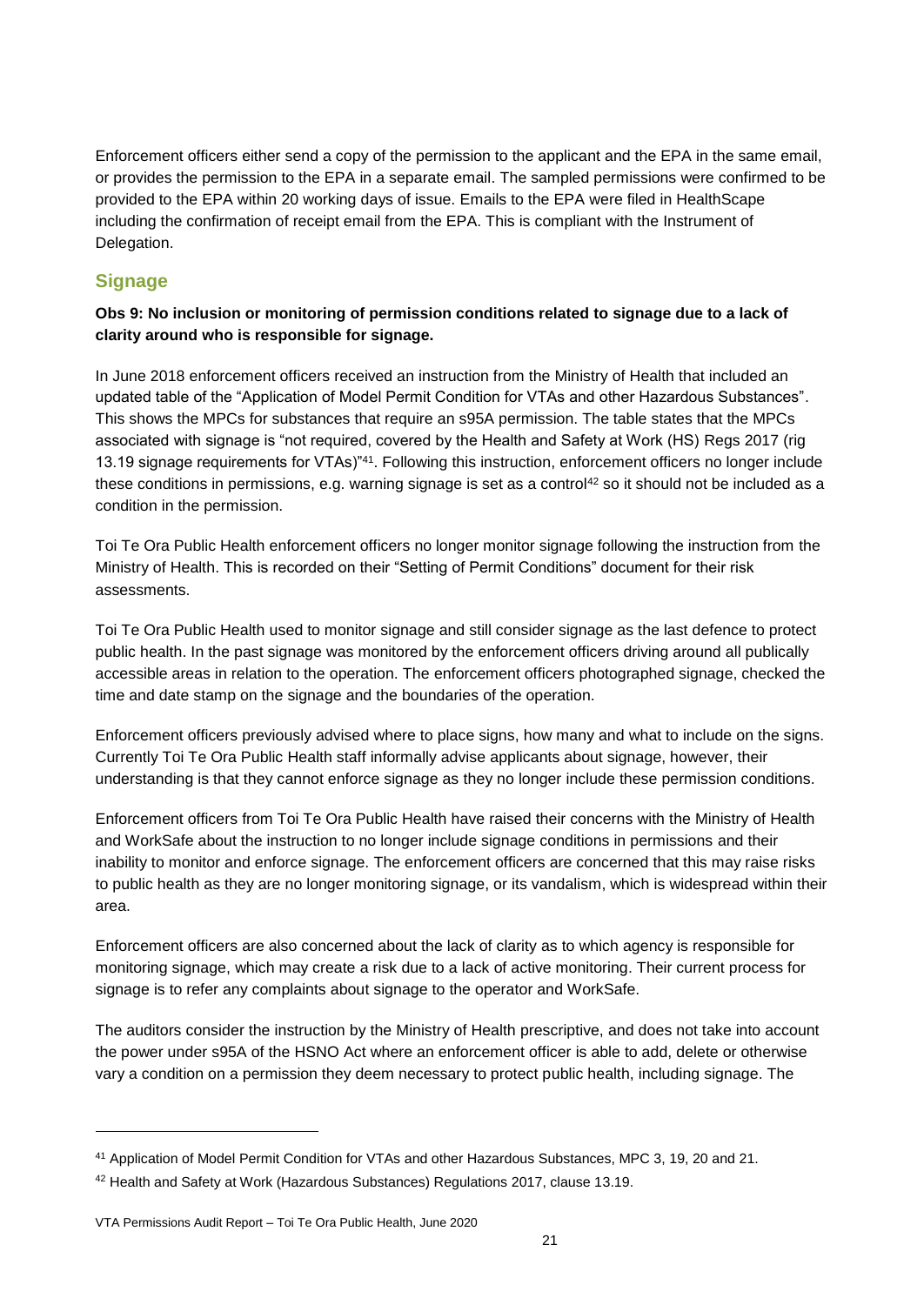Enforcement officers either send a copy of the permission to the applicant and the EPA in the same email, or provides the permission to the EPA in a separate email. The sampled permissions were confirmed to be provided to the EPA within 20 working days of issue. Emails to the EPA were filed in HealthScape including the confirmation of receipt email from the EPA. This is compliant with the Instrument of Delegation.

## Signage

**Obs 9: No inclusion or monitoring of permission conditions related to signage due to a lack of clarity around who is responsible for signage.**

In June 2018 enforcement officers received an instruction from the Ministry of Health that included an updated table of the "Application of Model Permit Condition for VTAs and other Hazardous Substances". This shows the MPCs for substances that require an s95A permission. The table states that the MPCs associated with signage is "not required, covered by the Health and Safety at Work (HS) Regs 2017 (rig 13.19 signage requirements for VTAs)"[41]. Following this instruction, enforcement officers no longer include these conditions in permissions, e.g. warning signage is set as a control[42] so it should not be included as a condition in the permission.

Toi Te Ora Public Health enforcement officers no longer monitor signage following the instruction from the Ministry of Health. This is recorded on their "Setting of Permit Conditions" document for their risk assessments.

Toi Te Ora Public Health used to monitor signage and still consider signage as the last defence to protect public health. In the past signage was monitored by the enforcement officers driving around all publically accessible areas in relation to the operation. The enforcement officers photographed signage, checked the time and date stamp on the signage and the boundaries of the operation.

Enforcement officers previously advised where to place signs, how many and what to include on the signs. Currently Toi Te Ora Public Health staff informally advise applicants about signage, however, their understanding is that they cannot enforce signage as they no longer include these permission conditions.

Enforcement officers from Toi Te Ora Public Health have raised their concerns with the Ministry of Health and WorkSafe about the instruction to no longer include signage conditions in permissions and their inability to monitor and enforce signage. The enforcement officers are concerned that this may raise risks to public health as they are no longer monitoring signage, or its vandalism, which is widespread within their area.

Enforcement officers are also concerned about the lack of clarity as to which agency is responsible for monitoring signage, which may create a risk due to a lack of active monitoring. Their current process for signage is to refer any complaints about signage to the operator and WorkSafe.

The auditors consider the instruction by the Ministry of Health prescriptive, and does not take into account the power under s95A of the HSNO Act where an enforcement officer is able to add, delete or otherwise vary a condition on a permission they deem necessary to protect public health, including signage. The

---

[41] Application of Model Permit Condition for VTAs and other Hazardous Substances, MPC 3, 19, 20 and 21.

[42] Health and Safety at Work (Hazardous Substances) Regulations 2017, clause 13.19.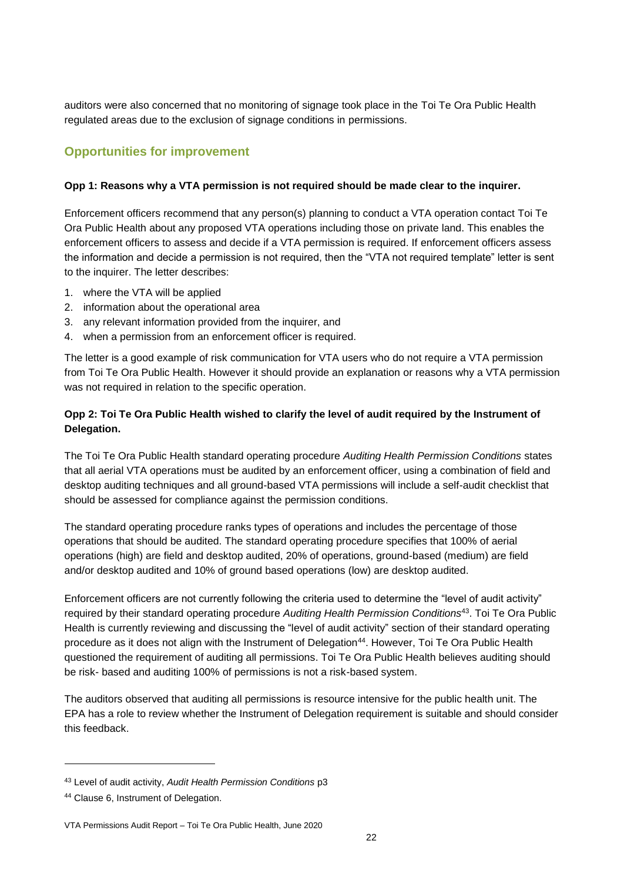auditors were also concerned that no monitoring of signage took place in the Toi Te Ora Public Health regulated areas due to the exclusion of signage conditions in permissions.

## Opportunities for improvement

**Opp 1: Reasons why a VTA permission is not required should be made clear to the inquirer.**

Enforcement officers recommend that any person(s) planning to conduct a VTA operation contact Toi Te Ora Public Health about any proposed VTA operations including those on private land. This enables the enforcement officers to assess and decide if a VTA permission is required. If enforcement officers assess the information and decide a permission is not required, then the "VTA not required template" letter is sent to the inquirer. The letter describes:

1. where the VTA will be applied
2. information about the operational area
3. any relevant information provided from the inquirer, and
4. when a permission from an enforcement officer is required.

The letter is a good example of risk communication for VTA users who do not require a VTA permission from Toi Te Ora Public Health. However it should provide an explanation or reasons why a VTA permission was not required in relation to the specific operation.

**Opp 2: Toi Te Ora Public Health wished to clarify the level of audit required by the Instrument of Delegation.**

The Toi Te Ora Public Health standard operating procedure *Auditing Health Permission Conditions* states that all aerial VTA operations must be audited by an enforcement officer, using a combination of field and desktop auditing techniques and all ground-based VTA permissions will include a self-audit checklist that should be assessed for compliance against the permission conditions.

The standard operating procedure ranks types of operations and includes the percentage of those operations that should be audited. The standard operating procedure specifies that 100% of aerial operations (high) are field and desktop audited, 20% of operations, ground-based (medium) are field and/or desktop audited and 10% of ground based operations (low) are desktop audited.

Enforcement officers are not currently following the criteria used to determine the "level of audit activity" required by their standard operating procedure *Auditing Health Permission Conditions*[43]. Toi Te Ora Public Health is currently reviewing and discussing the "level of audit activity" section of their standard operating procedure as it does not align with the Instrument of Delegation[44]. However, Toi Te Ora Public Health questioned the requirement of auditing all permissions. Toi Te Ora Public Health believes auditing should be risk- based and auditing 100% of permissions is not a risk-based system.

The auditors observed that auditing all permissions is resource intensive for the public health unit. The EPA has a role to review whether the Instrument of Delegation requirement is suitable and should consider this feedback.

---

[43] Level of audit activity, *Audit Health Permission Conditions* p3

[44] Clause 6, Instrument of Delegation.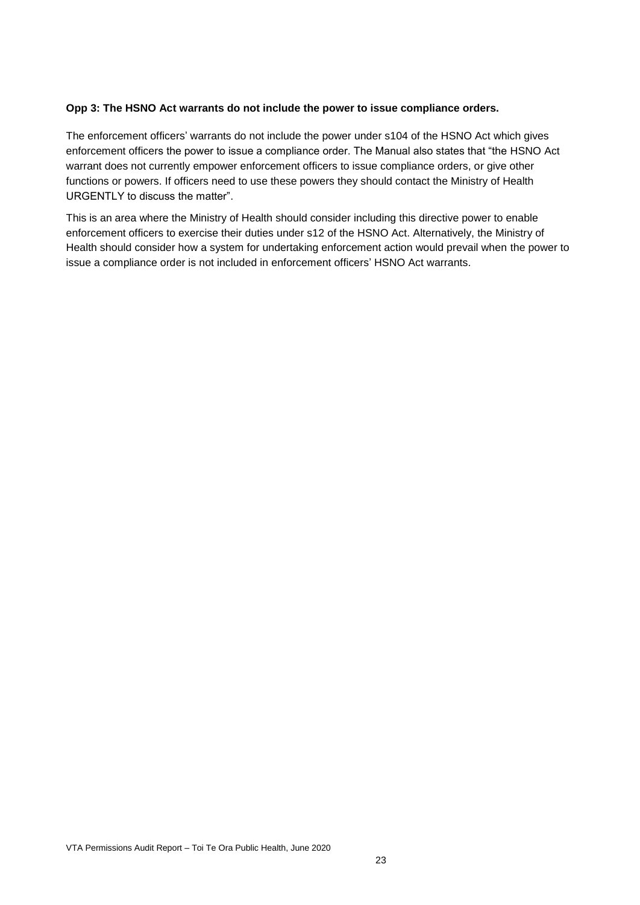**Opp 3: The HSNO Act warrants do not include the power to issue compliance orders.**

The enforcement officers' warrants do not include the power under s104 of the HSNO Act which gives enforcement officers the power to issue a compliance order. The Manual also states that "the HSNO Act warrant does not currently empower enforcement officers to issue compliance orders, or give other functions or powers. If officers need to use these powers they should contact the Ministry of Health URGENTLY to discuss the matter".

This is an area where the Ministry of Health should consider including this directive power to enable enforcement officers to exercise their duties under s12 of the HSNO Act. Alternatively, the Ministry of Health should consider how a system for undertaking enforcement action would prevail when the power to issue a compliance order is not included in enforcement officers' HSNO Act warrants.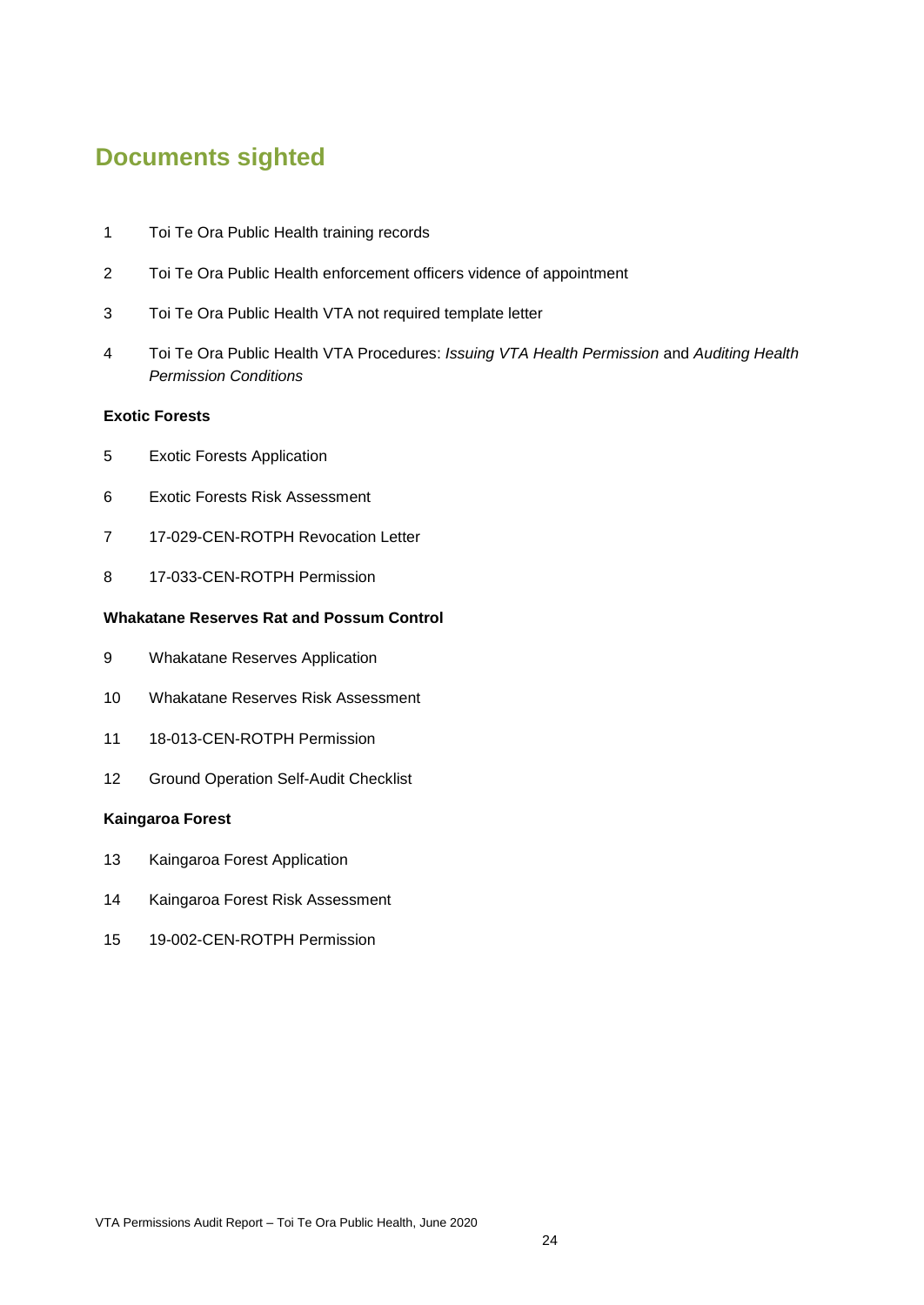## Documents sighted

1 Toi Te Ora Public Health training records

2 Toi Te Ora Public Health enforcement officers vidence of appointment

3 Toi Te Ora Public Health VTA not required template letter

4 Toi Te Ora Public Health VTA Procedures: *Issuing VTA Health Permission* and *Auditing Health Permission Conditions*

**Exotic Forests**

5 Exotic Forests Application

6 Exotic Forests Risk Assessment

7 17-029-CEN-ROTPH Revocation Letter

8 17-033-CEN-ROTPH Permission

**Whakatane Reserves Rat and Possum Control**

9 Whakatane Reserves Application

10 Whakatane Reserves Risk Assessment

11 18-013-CEN-ROTPH Permission

12 Ground Operation Self-Audit Checklist

**Kaingaroa Forest**

13 Kaingaroa Forest Application

14 Kaingaroa Forest Risk Assessment

15 19-002-CEN-ROTPH Permission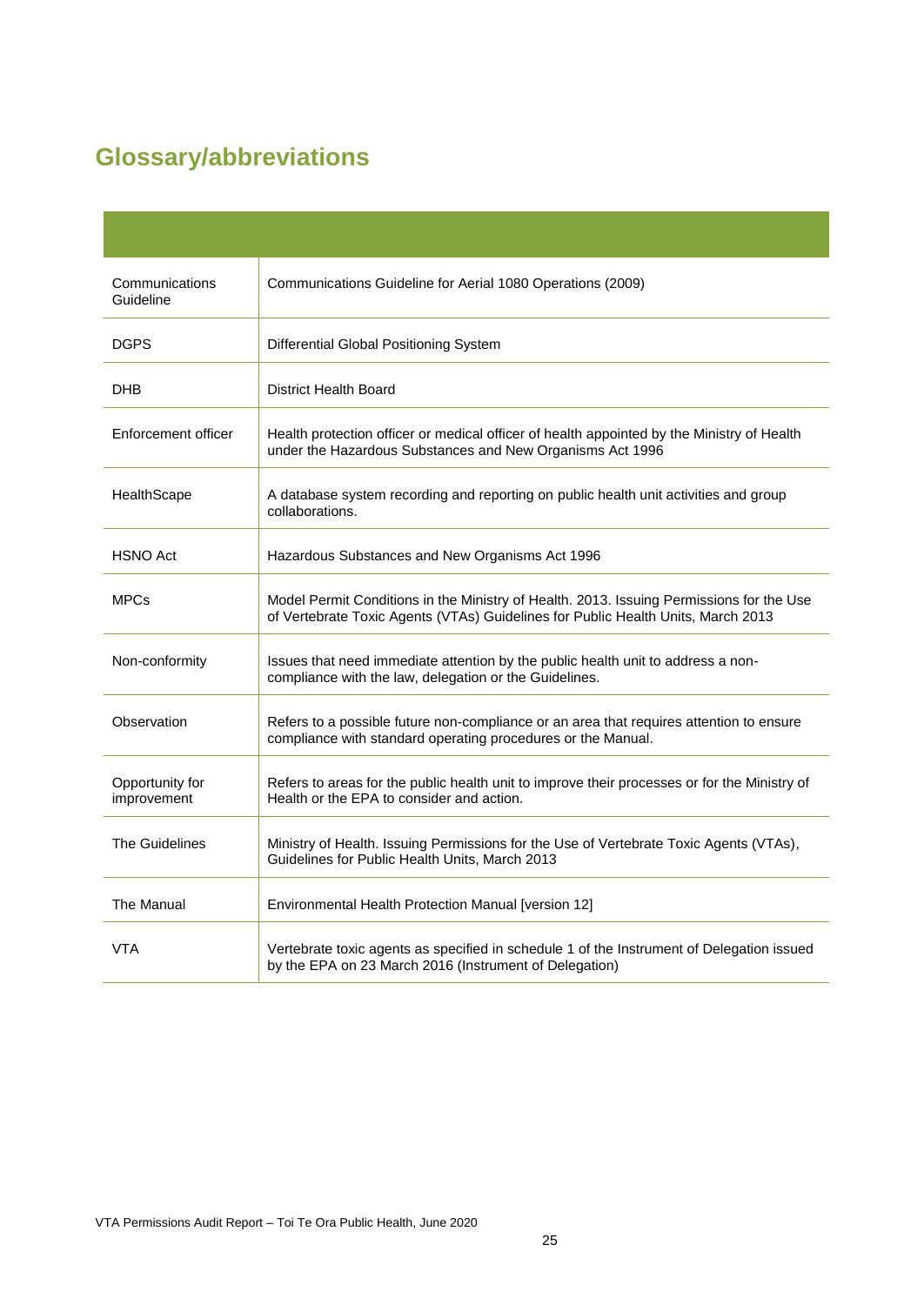## Glossary/abbreviations

| | |
|---|---|
| Communications Guideline | Communications Guideline for Aerial 1080 Operations (2009) |
| DGPS | Differential Global Positioning System |
| DHB | District Health Board |
| Enforcement officer | Health protection officer or medical officer of health appointed by the Ministry of Health under the Hazardous Substances and New Organisms Act 1996 |
| HealthScape | A database system recording and reporting on public health unit activities and group collaborations. |
| HSNO Act | Hazardous Substances and New Organisms Act 1996 |
| MPCs | Model Permit Conditions in the Ministry of Health. 2013. Issuing Permissions for the Use of Vertebrate Toxic Agents (VTAs) Guidelines for Public Health Units, March 2013 |
| Non-conformity | Issues that need immediate attention by the public health unit to address a non-compliance with the law, delegation or the Guidelines. |
| Observation | Refers to a possible future non-compliance or an area that requires attention to ensure compliance with standard operating procedures or the Manual. |
| Opportunity for improvement | Refers to areas for the public health unit to improve their processes or for the Ministry of Health or the EPA to consider and action. |
| The Guidelines | Ministry of Health. Issuing Permissions for the Use of Vertebrate Toxic Agents (VTAs), Guidelines for Public Health Units, March 2013 |
| The Manual | Environmental Health Protection Manual [version 12] |
| VTA | Vertebrate toxic agents as specified in schedule 1 of the Instrument of Delegation issued by the EPA on 23 March 2016 (Instrument of Delegation) |